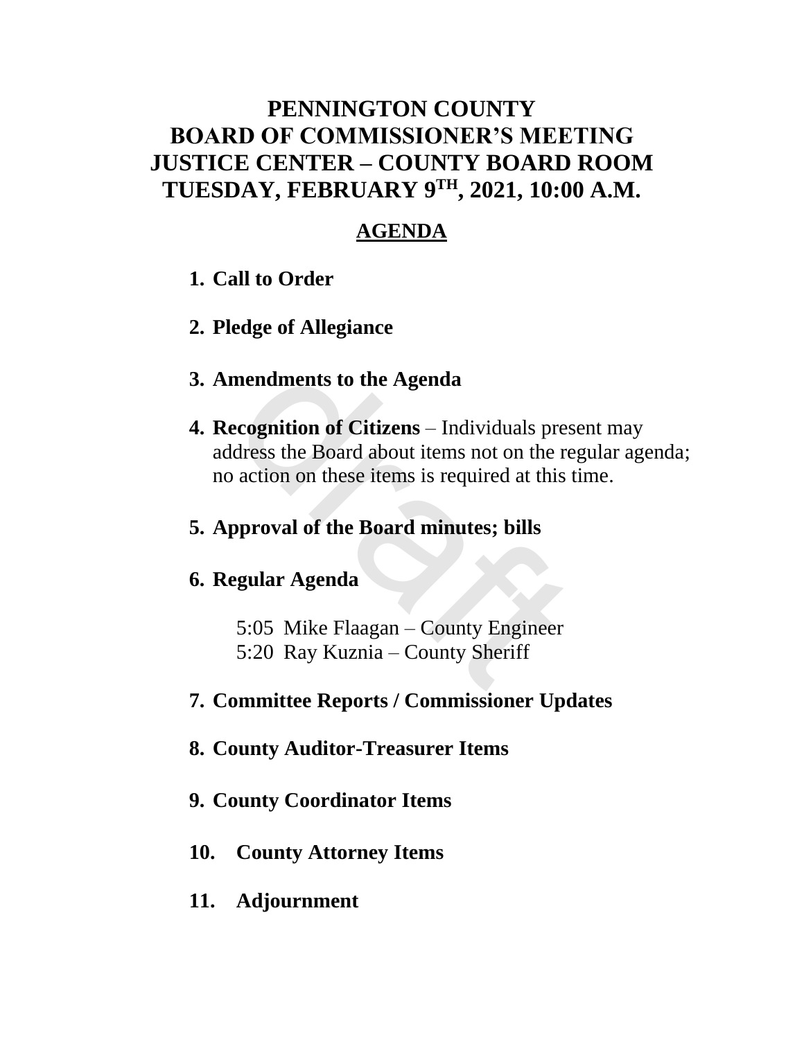# PENNINGTON COUNTY
# BOARD OF COMMISSIONER'S MEETING
# JUSTICE CENTER – COUNTY BOARD ROOM
# TUESDAY, FEBRUARY 9TH, 2021, 10:00 A.M.

## AGENDA

1. **Call to Order**

2. **Pledge of Allegiance**

3. **Amendments to the Agenda**

4. **Recognition of Citizens** – Individuals present may address the Board about items not on the regular agenda; no action on these items is required at this time.

5. **Approval of the Board minutes; bills**

6. **Regular Agenda**

   5:05 Mike Flaagan – County Engineer
   5:20 Ray Kuznia – County Sheriff

7. **Committee Reports / Commissioner Updates**

8. **County Auditor-Treasurer Items**

9. **County Coordinator Items**

10. **County Attorney Items**

11. **Adjournment**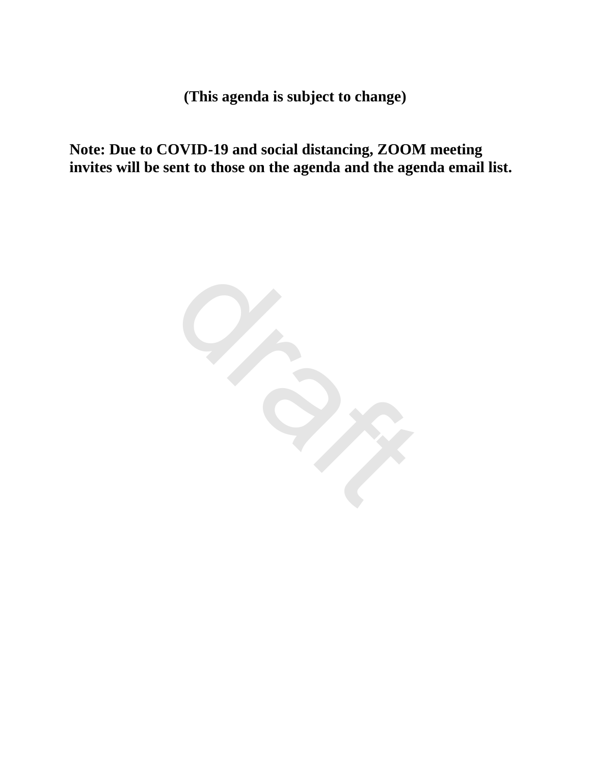**(This agenda is subject to change)**

**Note: Due to COVID-19 and social distancing, ZOOM meeting invites will be sent to those on the agenda and the agenda email list.**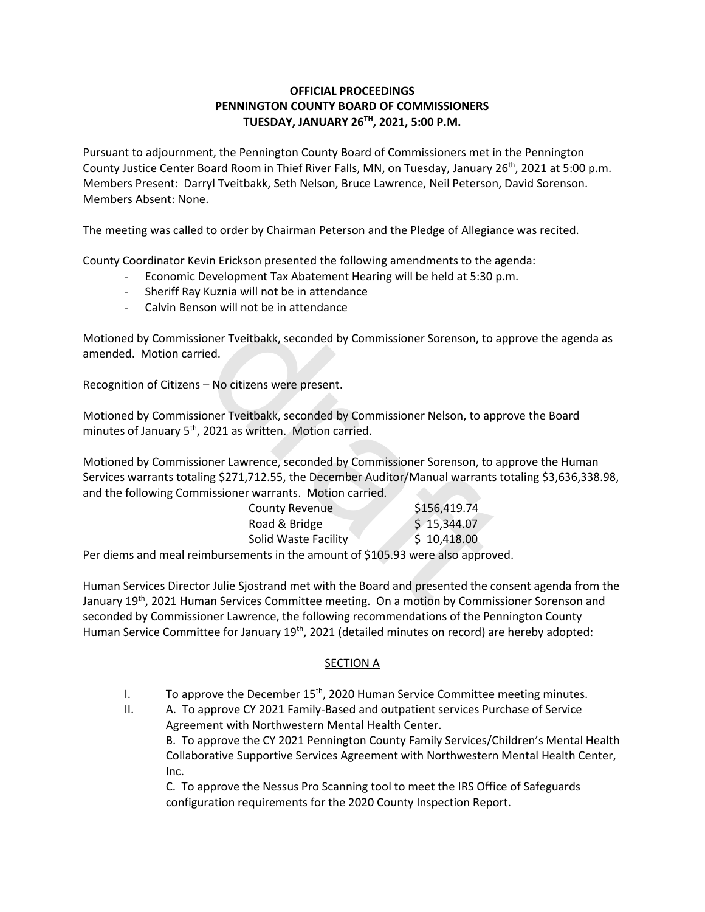**OFFICIAL PROCEEDINGS**
**PENNINGTON COUNTY BOARD OF COMMISSIONERS**
**TUESDAY, JANUARY 26TH, 2021, 5:00 P.M.**

Pursuant to adjournment, the Pennington County Board of Commissioners met in the Pennington County Justice Center Board Room in Thief River Falls, MN, on Tuesday, January 26th, 2021 at 5:00 p.m. Members Present: Darryl Tveitbakk, Seth Nelson, Bruce Lawrence, Neil Peterson, David Sorenson. Members Absent: None.

The meeting was called to order by Chairman Peterson and the Pledge of Allegiance was recited.

County Coordinator Kevin Erickson presented the following amendments to the agenda:

- Economic Development Tax Abatement Hearing will be held at 5:30 p.m.
- Sheriff Ray Kuznia will not be in attendance
- Calvin Benson will not be in attendance

Motioned by Commissioner Tveitbakk, seconded by Commissioner Sorenson, to approve the agenda as amended. Motion carried.

Recognition of Citizens – No citizens were present.

Motioned by Commissioner Tveitbakk, seconded by Commissioner Nelson, to approve the Board minutes of January 5th, 2021 as written. Motion carried.

Motioned by Commissioner Lawrence, seconded by Commissioner Sorenson, to approve the Human Services warrants totaling $271,712.55, the December Auditor/Manual warrants totaling $3,636,338.98, and the following Commissioner warrants. Motion carried.

| | |
|---|---|
| County Revenue | $156,419.74 |
| Road & Bridge | $ 15,344.07 |
| Solid Waste Facility | $ 10,418.00 |

Per diems and meal reimbursements in the amount of $105.93 were also approved.

Human Services Director Julie Sjostrand met with the Board and presented the consent agenda from the January 19th, 2021 Human Services Committee meeting. On a motion by Commissioner Sorenson and seconded by Commissioner Lawrence, the following recommendations of the Pennington County Human Service Committee for January 19th, 2021 (detailed minutes on record) are hereby adopted:

SECTION A

I. To approve the December 15th, 2020 Human Service Committee meeting minutes.

II. A. To approve CY 2021 Family-Based and outpatient services Purchase of Service Agreement with Northwestern Mental Health Center.

B. To approve the CY 2021 Pennington County Family Services/Children's Mental Health Collaborative Supportive Services Agreement with Northwestern Mental Health Center, Inc.

C. To approve the Nessus Pro Scanning tool to meet the IRS Office of Safeguards configuration requirements for the 2020 County Inspection Report.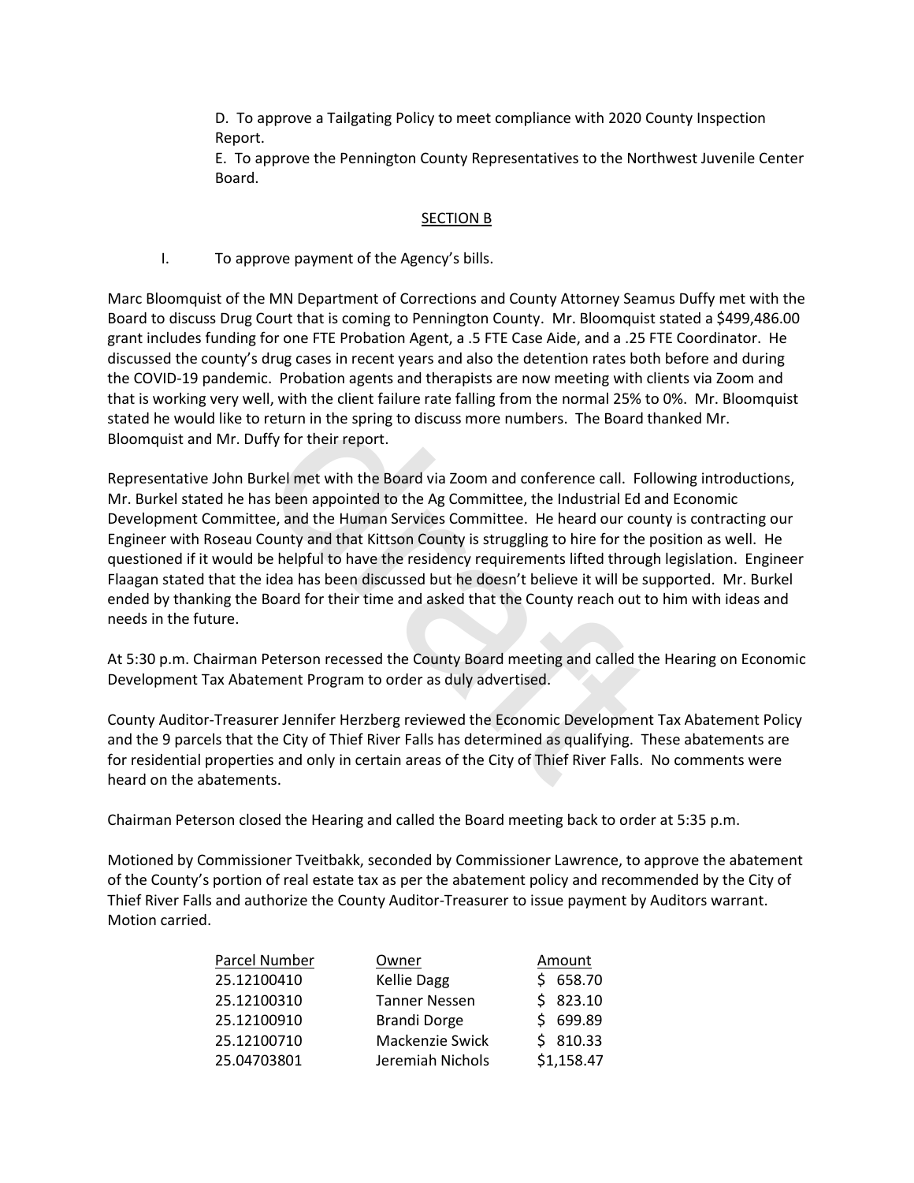D. To approve a Tailgating Policy to meet compliance with 2020 County Inspection Report.

E. To approve the Pennington County Representatives to the Northwest Juvenile Center Board.

SECTION B

I. To approve payment of the Agency's bills.

Marc Bloomquist of the MN Department of Corrections and County Attorney Seamus Duffy met with the Board to discuss Drug Court that is coming to Pennington County. Mr. Bloomquist stated a $499,486.00 grant includes funding for one FTE Probation Agent, a .5 FTE Case Aide, and a .25 FTE Coordinator. He discussed the county's drug cases in recent years and also the detention rates both before and during the COVID-19 pandemic. Probation agents and therapists are now meeting with clients via Zoom and that is working very well, with the client failure rate falling from the normal 25% to 0%. Mr. Bloomquist stated he would like to return in the spring to discuss more numbers. The Board thanked Mr. Bloomquist and Mr. Duffy for their report.

Representative John Burkel met with the Board via Zoom and conference call. Following introductions, Mr. Burkel stated he has been appointed to the Ag Committee, the Industrial Ed and Economic Development Committee, and the Human Services Committee. He heard our county is contracting our Engineer with Roseau County and that Kittson County is struggling to hire for the position as well. He questioned if it would be helpful to have the residency requirements lifted through legislation. Engineer Flaagan stated that the idea has been discussed but he doesn't believe it will be supported. Mr. Burkel ended by thanking the Board for their time and asked that the County reach out to him with ideas and needs in the future.

At 5:30 p.m. Chairman Peterson recessed the County Board meeting and called the Hearing on Economic Development Tax Abatement Program to order as duly advertised.

County Auditor-Treasurer Jennifer Herzberg reviewed the Economic Development Tax Abatement Policy and the 9 parcels that the City of Thief River Falls has determined as qualifying. These abatements are for residential properties and only in certain areas of the City of Thief River Falls. No comments were heard on the abatements.

Chairman Peterson closed the Hearing and called the Board meeting back to order at 5:35 p.m.

Motioned by Commissioner Tveitbakk, seconded by Commissioner Lawrence, to approve the abatement of the County's portion of real estate tax as per the abatement policy and recommended by the City of Thief River Falls and authorize the County Auditor-Treasurer to issue payment by Auditors warrant. Motion carried.

| Parcel Number | Owner | Amount |
|---|---|---|
| 25.12100410 | Kellie Dagg | $ 658.70 |
| 25.12100310 | Tanner Nessen | $ 823.10 |
| 25.12100910 | Brandi Dorge | $ 699.89 |
| 25.12100710 | Mackenzie Swick | $ 810.33 |
| 25.04703801 | Jeremiah Nichols | $1,158.47 |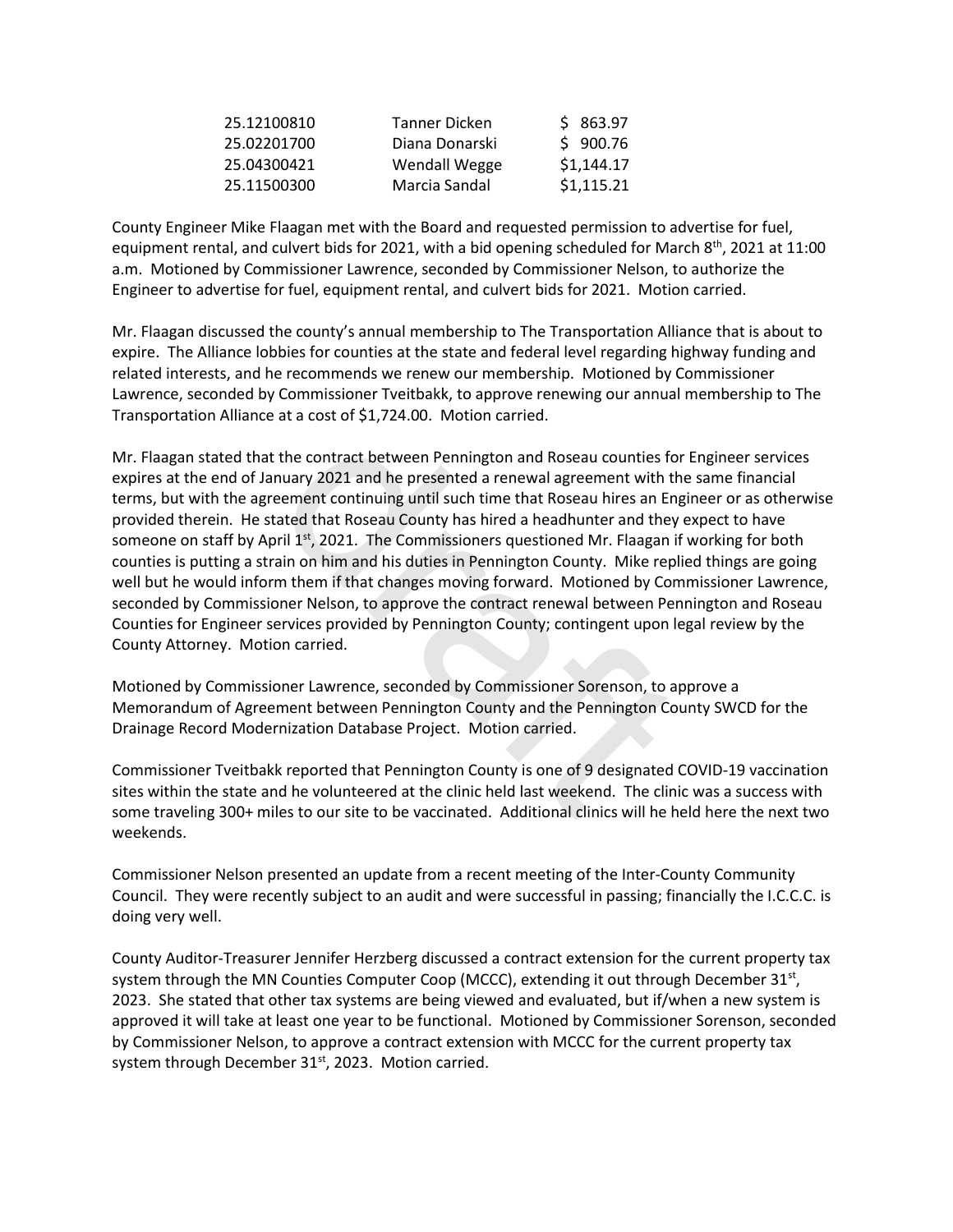| | | |
|---|---|---|
| 25.12100810 | Tanner Dicken | $ 863.97 |
| 25.02201700 | Diana Donarski | $ 900.76 |
| 25.04300421 | Wendall Wegge | $1,144.17 |
| 25.11500300 | Marcia Sandal | $1,115.21 |

County Engineer Mike Flaagan met with the Board and requested permission to advertise for fuel, equipment rental, and culvert bids for 2021, with a bid opening scheduled for March 8th, 2021 at 11:00 a.m. Motioned by Commissioner Lawrence, seconded by Commissioner Nelson, to authorize the Engineer to advertise for fuel, equipment rental, and culvert bids for 2021. Motion carried.

Mr. Flaagan discussed the county's annual membership to The Transportation Alliance that is about to expire. The Alliance lobbies for counties at the state and federal level regarding highway funding and related interests, and he recommends we renew our membership. Motioned by Commissioner Lawrence, seconded by Commissioner Tveitbakk, to approve renewing our annual membership to The Transportation Alliance at a cost of $1,724.00. Motion carried.

Mr. Flaagan stated that the contract between Pennington and Roseau counties for Engineer services expires at the end of January 2021 and he presented a renewal agreement with the same financial terms, but with the agreement continuing until such time that Roseau hires an Engineer or as otherwise provided therein. He stated that Roseau County has hired a headhunter and they expect to have someone on staff by April 1st, 2021. The Commissioners questioned Mr. Flaagan if working for both counties is putting a strain on him and his duties in Pennington County. Mike replied things are going well but he would inform them if that changes moving forward. Motioned by Commissioner Lawrence, seconded by Commissioner Nelson, to approve the contract renewal between Pennington and Roseau Counties for Engineer services provided by Pennington County; contingent upon legal review by the County Attorney. Motion carried.

Motioned by Commissioner Lawrence, seconded by Commissioner Sorenson, to approve a Memorandum of Agreement between Pennington County and the Pennington County SWCD for the Drainage Record Modernization Database Project. Motion carried.

Commissioner Tveitbakk reported that Pennington County is one of 9 designated COVID-19 vaccination sites within the state and he volunteered at the clinic held last weekend. The clinic was a success with some traveling 300+ miles to our site to be vaccinated. Additional clinics will he held here the next two weekends.

Commissioner Nelson presented an update from a recent meeting of the Inter-County Community Council. They were recently subject to an audit and were successful in passing; financially the I.C.C.C. is doing very well.

County Auditor-Treasurer Jennifer Herzberg discussed a contract extension for the current property tax system through the MN Counties Computer Coop (MCCC), extending it out through December 31st, 2023. She stated that other tax systems are being viewed and evaluated, but if/when a new system is approved it will take at least one year to be functional. Motioned by Commissioner Sorenson, seconded by Commissioner Nelson, to approve a contract extension with MCCC for the current property tax system through December 31st, 2023. Motion carried.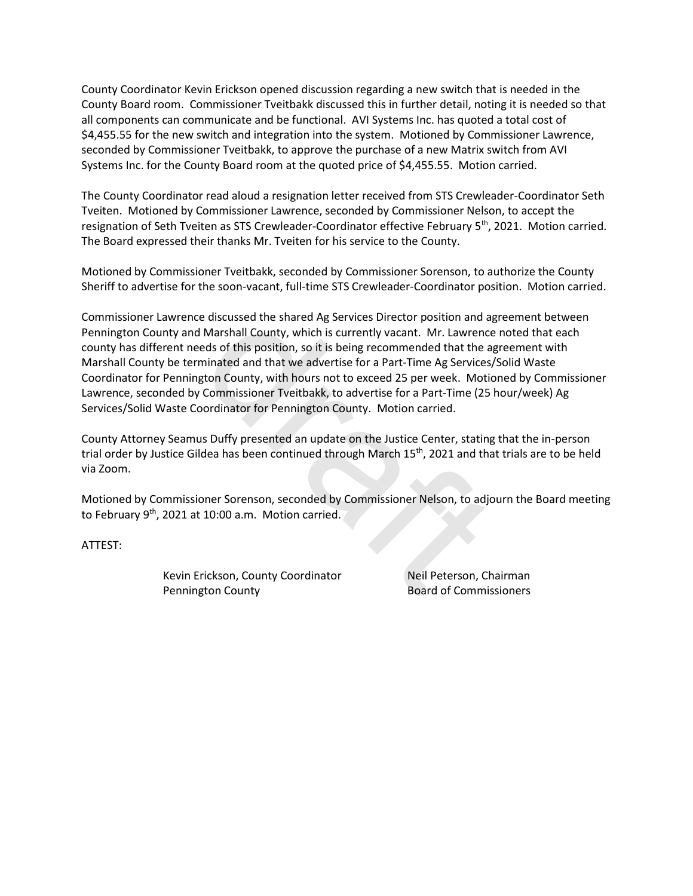County Coordinator Kevin Erickson opened discussion regarding a new switch that is needed in the County Board room. Commissioner Tveitbakk discussed this in further detail, noting it is needed so that all components can communicate and be functional. AVI Systems Inc. has quoted a total cost of $4,455.55 for the new switch and integration into the system. Motioned by Commissioner Lawrence, seconded by Commissioner Tveitbakk, to approve the purchase of a new Matrix switch from AVI Systems Inc. for the County Board room at the quoted price of $4,455.55. Motion carried.

The County Coordinator read aloud a resignation letter received from STS Crewleader-Coordinator Seth Tveiten. Motioned by Commissioner Lawrence, seconded by Commissioner Nelson, to accept the resignation of Seth Tveiten as STS Crewleader-Coordinator effective February 5th, 2021. Motion carried. The Board expressed their thanks Mr. Tveiten for his service to the County.

Motioned by Commissioner Tveitbakk, seconded by Commissioner Sorenson, to authorize the County Sheriff to advertise for the soon-vacant, full-time STS Crewleader-Coordinator position. Motion carried.

Commissioner Lawrence discussed the shared Ag Services Director position and agreement between Pennington County and Marshall County, which is currently vacant. Mr. Lawrence noted that each county has different needs of this position, so it is being recommended that the agreement with Marshall County be terminated and that we advertise for a Part-Time Ag Services/Solid Waste Coordinator for Pennington County, with hours not to exceed 25 per week. Motioned by Commissioner Lawrence, seconded by Commissioner Tveitbakk, to advertise for a Part-Time (25 hour/week) Ag Services/Solid Waste Coordinator for Pennington County. Motion carried.

County Attorney Seamus Duffy presented an update on the Justice Center, stating that the in-person trial order by Justice Gildea has been continued through March 15th, 2021 and that trials are to be held via Zoom.

Motioned by Commissioner Sorenson, seconded by Commissioner Nelson, to adjourn the Board meeting to February 9th, 2021 at 10:00 a.m. Motion carried.

ATTEST:

Kevin Erickson, County Coordinator
Pennington County

Neil Peterson, Chairman
Board of Commissioners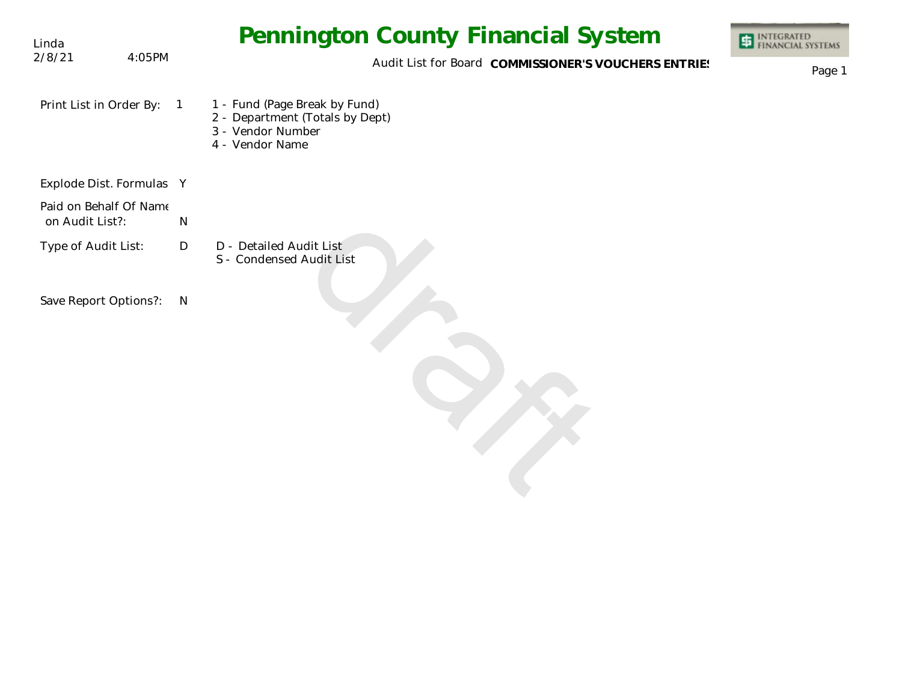Linda
2/8/21 4:05PM

# Pennington County Financial System

Audit List for Board **COMMISSIONER'S VOUCHERS ENTRIES**

Print List in Order By: 1

1 - Fund (Page Break by Fund)
2 - Department (Totals by Dept)
3 - Vendor Number
4 - Vendor Name

Explode Dist. Formulas Y

Paid on Behalf Of Name on Audit List?: N

Type of Audit List: D

D - Detailed Audit List
S - Condensed Audit List

Save Report Options?: N

draft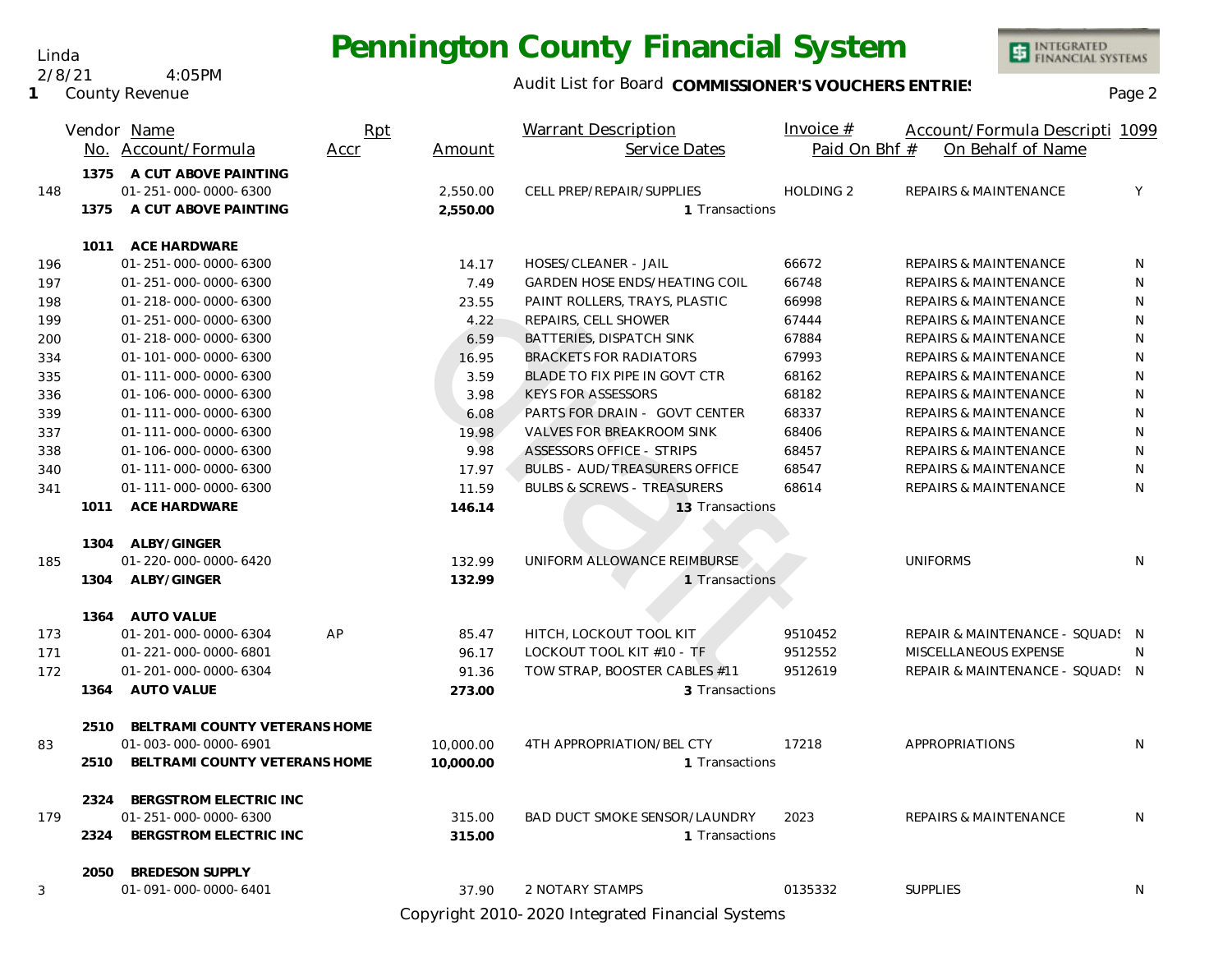# Pennington County Financial System

Linda
2/8/21 4:05PM
1 County Revenue

Audit List for Board **COMMISSIONER'S VOUCHERS ENTRIES**

| | Vendor No. | Name / Account/Formula | Rpt Accr | Amount | Warrant Description / Service Dates | Invoice # / Paid On Bhf # | Account/Formula Description / On Behalf of Name | 1099 |
|---|---|---|---|---|---|---|---|---|
| | 1375 | A CUT ABOVE PAINTING | | | | | | |
| 148 | | 01-251-000-0000-6300 | | 2,550.00 | CELL PREP/REPAIR/SUPPLIES | HOLDING 2 | REPAIRS & MAINTENANCE | Y |
| | 1375 | A CUT ABOVE PAINTING | | 2,550.00 | 1 Transactions | | | |
| | 1011 | ACE HARDWARE | | | | | | |
| 196 | | 01-251-000-0000-6300 | | 14.17 | HOSES/CLEANER - JAIL | 66672 | REPAIRS & MAINTENANCE | N |
| 197 | | 01-251-000-0000-6300 | | 7.49 | GARDEN HOSE ENDS/HEATING COIL | 66748 | REPAIRS & MAINTENANCE | N |
| 198 | | 01-218-000-0000-6300 | | 23.55 | PAINT ROLLERS, TRAYS, PLASTIC | 66998 | REPAIRS & MAINTENANCE | N |
| 199 | | 01-251-000-0000-6300 | | 4.22 | REPAIRS, CELL SHOWER | 67444 | REPAIRS & MAINTENANCE | N |
| 200 | | 01-218-000-0000-6300 | | 6.59 | BATTERIES, DISPATCH SINK | 67884 | REPAIRS & MAINTENANCE | N |
| 334 | | 01-101-000-0000-6300 | | 16.95 | BRACKETS FOR RADIATORS | 67993 | REPAIRS & MAINTENANCE | N |
| 335 | | 01-111-000-0000-6300 | | 3.59 | BLADE TO FIX PIPE IN GOVT CTR | 68162 | REPAIRS & MAINTENANCE | N |
| 336 | | 01-106-000-0000-6300 | | 3.98 | KEYS FOR ASSESSORS | 68182 | REPAIRS & MAINTENANCE | N |
| 339 | | 01-111-000-0000-6300 | | 6.08 | PARTS FOR DRAIN - GOVT CENTER | 68337 | REPAIRS & MAINTENANCE | N |
| 337 | | 01-111-000-0000-6300 | | 19.98 | VALVES FOR BREAKROOM SINK | 68406 | REPAIRS & MAINTENANCE | N |
| 338 | | 01-106-000-0000-6300 | | 9.98 | ASSESSORS OFFICE - STRIPS | 68457 | REPAIRS & MAINTENANCE | N |
| 340 | | 01-111-000-0000-6300 | | 17.97 | BULBS - AUD/TREASURERS OFFICE | 68547 | REPAIRS & MAINTENANCE | N |
| 341 | | 01-111-000-0000-6300 | | 11.59 | BULBS & SCREWS - TREASURERS | 68614 | REPAIRS & MAINTENANCE | N |
| | 1011 | ACE HARDWARE | | 146.14 | 13 Transactions | | | |
| | 1304 | ALBY/GINGER | | | | | | |
| 185 | | 01-220-000-0000-6420 | | 132.99 | UNIFORM ALLOWANCE REIMBURSE | | UNIFORMS | N |
| | 1304 | ALBY/GINGER | | 132.99 | 1 Transactions | | | |
| | 1364 | AUTO VALUE | | | | | | |
| 173 | | 01-201-000-0000-6304 | AP | 85.47 | HITCH, LOCKOUT TOOL KIT | 9510452 | REPAIR & MAINTENANCE - SQUADS | N |
| 171 | | 01-221-000-0000-6801 | | 96.17 | LOCKOUT TOOL KIT #10 - TF | 9512552 | MISCELLANEOUS EXPENSE | N |
| 172 | | 01-201-000-0000-6304 | | 91.36 | TOW STRAP, BOOSTER CABLES #11 | 9512619 | REPAIR & MAINTENANCE - SQUADS | N |
| | 1364 | AUTO VALUE | | 273.00 | 3 Transactions | | | |
| | 2510 | BELTRAMI COUNTY VETERANS HOME | | | | | | |
| 83 | | 01-003-000-0000-6901 | | 10,000.00 | 4TH APPROPRIATION/BEL CTY | 17218 | APPROPRIATIONS | N |
| | 2510 | BELTRAMI COUNTY VETERANS HOME | | 10,000.00 | 1 Transactions | | | |
| | 2324 | BERGSTROM ELECTRIC INC | | | | | | |
| 179 | | 01-251-000-0000-6300 | | 315.00 | BAD DUCT SMOKE SENSOR/LAUNDRY | 2023 | REPAIRS & MAINTENANCE | N |
| | 2324 | BERGSTROM ELECTRIC INC | | 315.00 | 1 Transactions | | | |
| | 2050 | BREDESON SUPPLY | | | | | | |
| 3 | | 01-091-000-0000-6401 | | 37.90 | 2 NOTARY STAMPS | 0135332 | SUPPLIES | N |

Copyright 2010-2020 Integrated Financial Systems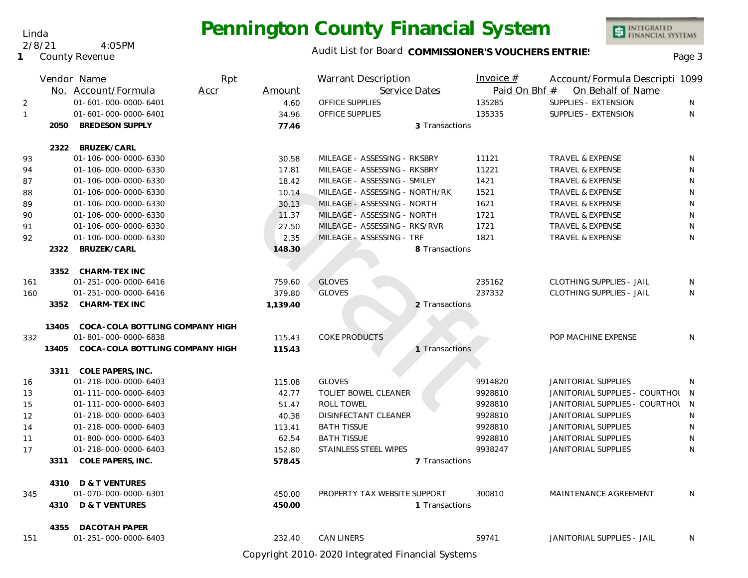# Pennington County Financial System

Audit List for Board **COMMISSIONER'S VOUCHERS ENTRIES**

1 County Revenue

| | Vendor No. | Name / Account/Formula | Rpt Accr | Amount | Warrant Description / Service Dates | Invoice # / Paid On Bhf # | Account/Formula Descripti / On Behalf of Name | 1099 |
|---|---|---|---|---|---|---|---|---|
| 2 | | 01-601-000-0000-6401 | | 4.60 | OFFICE SUPPLIES | 135285 | SUPPLIES - EXTENSION | N |
| 1 | | 01-601-000-0000-6401 | | 34.96 | OFFICE SUPPLIES | 135335 | SUPPLIES - EXTENSION | N |
| | **2050** | **BREDESON SUPPLY** | | **77.46** | 3 Transactions | | | |
| | **2322** | **BRUZEK/CARL** | | | | | | |
| 93 | | 01-106-000-0000-6330 | | 30.58 | MILEAGE - ASSESSING - RKSBRY | 11121 | TRAVEL & EXPENSE | N |
| 94 | | 01-106-000-0000-6330 | | 17.81 | MILEAGE - ASSESSING - RKSBRY | 11221 | TRAVEL & EXPENSE | N |
| 87 | | 01-106-000-0000-6330 | | 18.42 | MILEAGE - ASSESSING - SMILEY | 1421 | TRAVEL & EXPENSE | N |
| 88 | | 01-106-000-0000-6330 | | 10.14 | MILEAGE - ASSESSING - NORTH/RK | 1521 | TRAVEL & EXPENSE | N |
| 89 | | 01-106-000-0000-6330 | | 30.13 | MILEAGE - ASSESSING - NORTH | 1621 | TRAVEL & EXPENSE | N |
| 90 | | 01-106-000-0000-6330 | | 11.37 | MILEAGE - ASSESSING - NORTH | 1721 | TRAVEL & EXPENSE | N |
| 91 | | 01-106-000-0000-6330 | | 27.50 | MILEAGE - ASSESSING - RKS/RVR | 1721 | TRAVEL & EXPENSE | N |
| 92 | | 01-106-000-0000-6330 | | 2.35 | MILEAGE - ASSESSING - TRF | 1821 | TRAVEL & EXPENSE | N |
| | **2322** | **BRUZEK/CARL** | | **148.30** | 8 Transactions | | | |
| | **3352** | **CHARM-TEX INC** | | | | | | |
| 161 | | 01-251-000-0000-6416 | | 759.60 | GLOVES | 235162 | CLOTHING SUPPLIES - JAIL | N |
| 160 | | 01-251-000-0000-6416 | | 379.80 | GLOVES | 237332 | CLOTHING SUPPLIES - JAIL | N |
| | **3352** | **CHARM-TEX INC** | | **1,139.40** | 2 Transactions | | | |
| | **13405** | **COCA-COLA BOTTLING COMPANY HIGH** | | | | | | |
| 332 | | 01-801-000-0000-6838 | | 115.43 | COKE PRODUCTS | | POP MACHINE EXPENSE | N |
| | **13405** | **COCA-COLA BOTTLING COMPANY HIGH** | | **115.43** | 1 Transactions | | | |
| | **3311** | **COLE PAPERS, INC.** | | | | | | |
| 16 | | 01-218-000-0000-6403 | | 115.08 | GLOVES | 9914820 | JANITORIAL SUPPLIES | N |
| 13 | | 01-111-000-0000-6403 | | 42.77 | TOLIET BOWEL CLEANER | 9928810 | JANITORIAL SUPPLIES - COURTHOU | N |
| 15 | | 01-111-000-0000-6403 | | 51.47 | ROLL TOWEL | 9928810 | JANITORIAL SUPPLIES - COURTHOU | N |
| 12 | | 01-218-000-0000-6403 | | 40.38 | DISINFECTANT CLEANER | 9928810 | JANITORIAL SUPPLIES | N |
| 14 | | 01-218-000-0000-6403 | | 113.41 | BATH TISSUE | 9928810 | JANITORIAL SUPPLIES | N |
| 11 | | 01-800-000-0000-6403 | | 62.54 | BATH TISSUE | 9928810 | JANITORIAL SUPPLIES | N |
| 17 | | 01-218-000-0000-6403 | | 152.80 | STAINLESS STEEL WIPES | 9938247 | JANITORIAL SUPPLIES | N |
| | **3311** | **COLE PAPERS, INC.** | | **578.45** | 7 Transactions | | | |
| | **4310** | **D & T VENTURES** | | | | | | |
| 345 | | 01-070-000-0000-6301 | | 450.00 | PROPERTY TAX WEBSITE SUPPORT | 300810 | MAINTENANCE AGREEMENT | N |
| | **4310** | **D & T VENTURES** | | **450.00** | 1 Transactions | | | |
| | **4355** | **DACOTAH PAPER** | | | | | | |
| 151 | | 01-251-000-0000-6403 | | 232.40 | CAN LINERS | 59741 | JANITORIAL SUPPLIES - JAIL | N |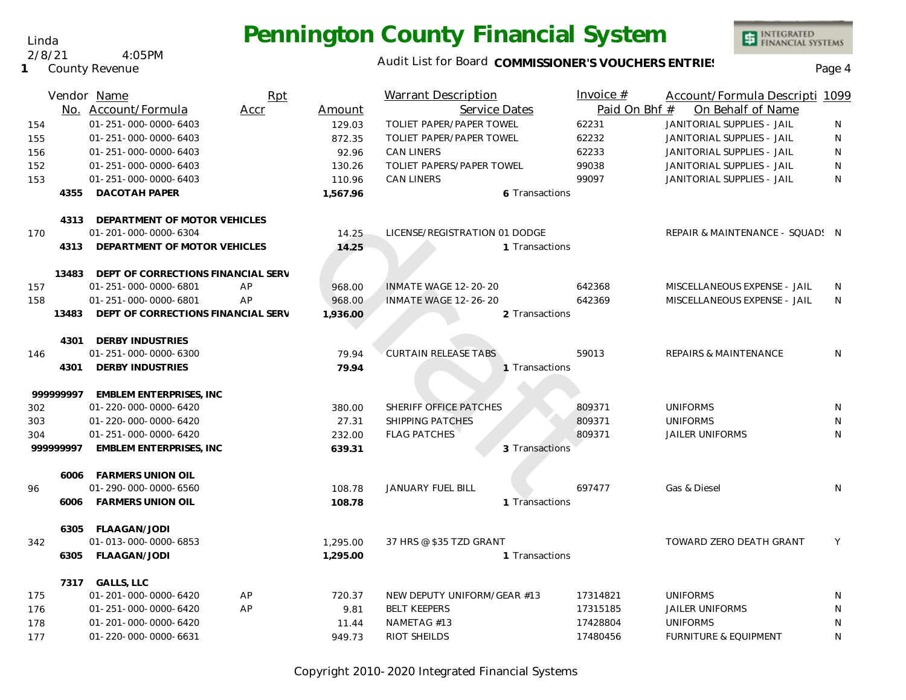# Pennington County Financial System

Linda
2/8/21 4:05PM
1 County Revenue

Audit List for Board **COMMISSIONER'S VOUCHERS ENTRIES**

| Vendor No. | Name / Account/Formula | Rpt Accr | Amount | Warrant Description / Service Dates | Invoice # / Paid On Bhf # | Account/Formula Description / On Behalf of Name | 1099 |
|---|---|---|---|---|---|---|---|
| 154 | 01-251-000-0000-6403 | | 129.03 | TOLIET PAPER/PAPER TOWEL | 62231 | JANITORIAL SUPPLIES - JAIL | N |
| 155 | 01-251-000-0000-6403 | | 872.35 | TOLIET PAPER/PAPER TOWEL | 62232 | JANITORIAL SUPPLIES - JAIL | N |
| 156 | 01-251-000-0000-6403 | | 92.96 | CAN LINERS | 62233 | JANITORIAL SUPPLIES - JAIL | N |
| 152 | 01-251-000-0000-6403 | | 130.26 | TOLIET PAPERS/PAPER TOWEL | 99038 | JANITORIAL SUPPLIES - JAIL | N |
| 153 | 01-251-000-0000-6403 | | 110.96 | CAN LINERS | 99097 | JANITORIAL SUPPLIES - JAIL | N |
| **4355** | **DACOTAH PAPER** | | **1,567.96** | 6 Transactions | | | |
| **4313** | **DEPARTMENT OF MOTOR VEHICLES** | | | | | | |
| 170 | 01-201-000-0000-6304 | | 14.25 | LICENSE/REGISTRATION 01 DODGE | | REPAIR & MAINTENANCE - SQUADS | N |
| **4313** | **DEPARTMENT OF MOTOR VEHICLES** | | **14.25** | 1 Transactions | | | |
| **13483** | **DEPT OF CORRECTIONS FINANCIAL SERV** | | | | | | |
| 157 | 01-251-000-0000-6801 | AP | 968.00 | INMATE WAGE 12-20-20 | 642368 | MISCELLANEOUS EXPENSE - JAIL | N |
| 158 | 01-251-000-0000-6801 | AP | 968.00 | INMATE WAGE 12-26-20 | 642369 | MISCELLANEOUS EXPENSE - JAIL | N |
| **13483** | **DEPT OF CORRECTIONS FINANCIAL SERV** | | **1,936.00** | 2 Transactions | | | |
| **4301** | **DERBY INDUSTRIES** | | | | | | |
| 146 | 01-251-000-0000-6300 | | 79.94 | CURTAIN RELEASE TABS | 59013 | REPAIRS & MAINTENANCE | N |
| **4301** | **DERBY INDUSTRIES** | | **79.94** | 1 Transactions | | | |
| **999999997** | **EMBLEM ENTERPRISES, INC** | | | | | | |
| 302 | 01-220-000-0000-6420 | | 380.00 | SHERIFF OFFICE PATCHES | 809371 | UNIFORMS | N |
| 303 | 01-220-000-0000-6420 | | 27.31 | SHIPPING PATCHES | 809371 | UNIFORMS | N |
| 304 | 01-251-000-0000-6420 | | 232.00 | FLAG PATCHES | 809371 | JAILER UNIFORMS | N |
| **999999997** | **EMBLEM ENTERPRISES, INC** | | **639.31** | 3 Transactions | | | |
| **6006** | **FARMERS UNION OIL** | | | | | | |
| 96 | 01-290-000-0000-6560 | | 108.78 | JANUARY FUEL BILL | 697477 | Gas & Diesel | N |
| **6006** | **FARMERS UNION OIL** | | **108.78** | 1 Transactions | | | |
| **6305** | **FLAAGAN/JODI** | | | | | | |
| 342 | 01-013-000-0000-6853 | | 1,295.00 | 37 HRS @ $35 TZD GRANT | | TOWARD ZERO DEATH GRANT | Y |
| **6305** | **FLAAGAN/JODI** | | **1,295.00** | 1 Transactions | | | |
| **7317** | **GALLS, LLC** | | | | | | |
| 175 | 01-201-000-0000-6420 | AP | 720.37 | NEW DEPUTY UNIFORM/GEAR #13 | 17314821 | UNIFORMS | N |
| 176 | 01-251-000-0000-6420 | AP | 9.81 | BELT KEEPERS | 17315185 | JAILER UNIFORMS | N |
| 178 | 01-201-000-0000-6420 | | 11.44 | NAMETAG #13 | 17428804 | UNIFORMS | N |
| 177 | 01-220-000-0000-6631 | | 949.73 | RIOT SHEILDS | 17480456 | FURNITURE & EQUIPMENT | N |

Copyright 2010-2020 Integrated Financial Systems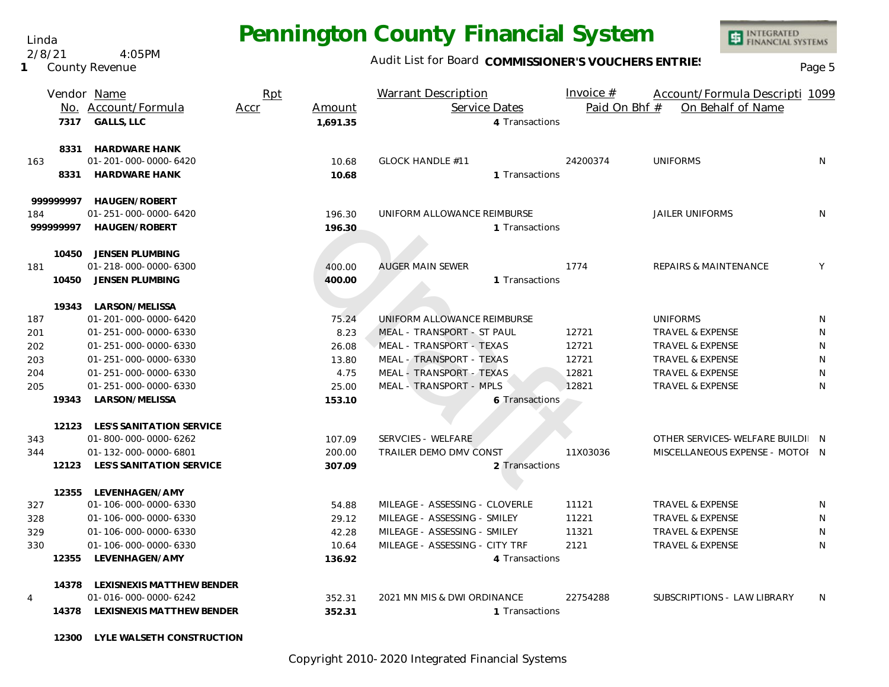# Pennington County Financial System

Linda
2/8/21 4:05PM
1 County Revenue

Audit List for Board **COMMISSIONER'S VOUCHERS ENTRIES**

| | Vendor No. | Name / Account/Formula | Rpt Accr | Amount | Warrant Description / Service Dates | Invoice # / Paid On Bhf # | Account/Formula Description / On Behalf of Name | 1099 |
|---|---|---|---|---|---|---|---|---|
| | 7317 | **GALLS, LLC** | | **1,691.35** | 4 Transactions | | | |
| | 8331 | **HARDWARE HANK** | | | | | | |
| 163 | | 01-201-000-0000-6420 | | 10.68 | GLOCK HANDLE #11 | 24200374 | UNIFORMS | N |
| | 8331 | **HARDWARE HANK** | | **10.68** | 1 Transactions | | | |
| | 999999997 | **HAUGEN/ROBERT** | | | | | | |
| 184 | | 01-251-000-0000-6420 | | 196.30 | UNIFORM ALLOWANCE REIMBURSE | | JAILER UNIFORMS | N |
| | 999999997 | **HAUGEN/ROBERT** | | **196.30** | 1 Transactions | | | |
| | 10450 | **JENSEN PLUMBING** | | | | | | |
| 181 | | 01-218-000-0000-6300 | | 400.00 | AUGER MAIN SEWER | 1774 | REPAIRS & MAINTENANCE | Y |
| | 10450 | **JENSEN PLUMBING** | | **400.00** | 1 Transactions | | | |
| | 19343 | **LARSON/MELISSA** | | | | | | |
| 187 | | 01-201-000-0000-6420 | | 75.24 | UNIFORM ALLOWANCE REIMBURSE | | UNIFORMS | N |
| 201 | | 01-251-000-0000-6330 | | 8.23 | MEAL - TRANSPORT - ST PAUL | 12721 | TRAVEL & EXPENSE | N |
| 202 | | 01-251-000-0000-6330 | | 26.08 | MEAL - TRANSPORT - TEXAS | 12721 | TRAVEL & EXPENSE | N |
| 203 | | 01-251-000-0000-6330 | | 13.80 | MEAL - TRANSPORT - TEXAS | 12721 | TRAVEL & EXPENSE | N |
| 204 | | 01-251-000-0000-6330 | | 4.75 | MEAL - TRANSPORT - TEXAS | 12821 | TRAVEL & EXPENSE | N |
| 205 | | 01-251-000-0000-6330 | | 25.00 | MEAL - TRANSPORT - MPLS | 12821 | TRAVEL & EXPENSE | N |
| | 19343 | **LARSON/MELISSA** | | **153.10** | 6 Transactions | | | |
| | 12123 | **LES'S SANITATION SERVICE** | | | | | | |
| 343 | | 01-800-000-0000-6262 | | 107.09 | SERVCIES - WELFARE | | OTHER SERVICES-WELFARE BUILDI | N |
| 344 | | 01-132-000-0000-6801 | | 200.00 | TRAILER DEMO DMV CONST | 11X03036 | MISCELLANEOUS EXPENSE - MOTOI | N |
| | 12123 | **LES'S SANITATION SERVICE** | | **307.09** | 2 Transactions | | | |
| | 12355 | **LEVENHAGEN/AMY** | | | | | | |
| 327 | | 01-106-000-0000-6330 | | 54.88 | MILEAGE - ASSESSING - CLOVERLE | 11121 | TRAVEL & EXPENSE | N |
| 328 | | 01-106-000-0000-6330 | | 29.12 | MILEAGE - ASSESSING - SMILEY | 11221 | TRAVEL & EXPENSE | N |
| 329 | | 01-106-000-0000-6330 | | 42.28 | MILEAGE - ASSESSING - SMILEY | 11321 | TRAVEL & EXPENSE | N |
| 330 | | 01-106-000-0000-6330 | | 10.64 | MILEAGE - ASSESSING - CITY TRF | 2121 | TRAVEL & EXPENSE | N |
| | 12355 | **LEVENHAGEN/AMY** | | **136.92** | 4 Transactions | | | |
| | 14378 | **LEXISNEXIS MATTHEW BENDER** | | | | | | |
| 4 | | 01-016-000-0000-6242 | | 352.31 | 2021 MN MIS & DWI ORDINANCE | 22754288 | SUBSCRIPTIONS - LAW LIBRARY | N |
| | 14378 | **LEXISNEXIS MATTHEW BENDER** | | **352.31** | 1 Transactions | | | |
| | 12300 | **LYLE WALSETH CONSTRUCTION** | | | | | | |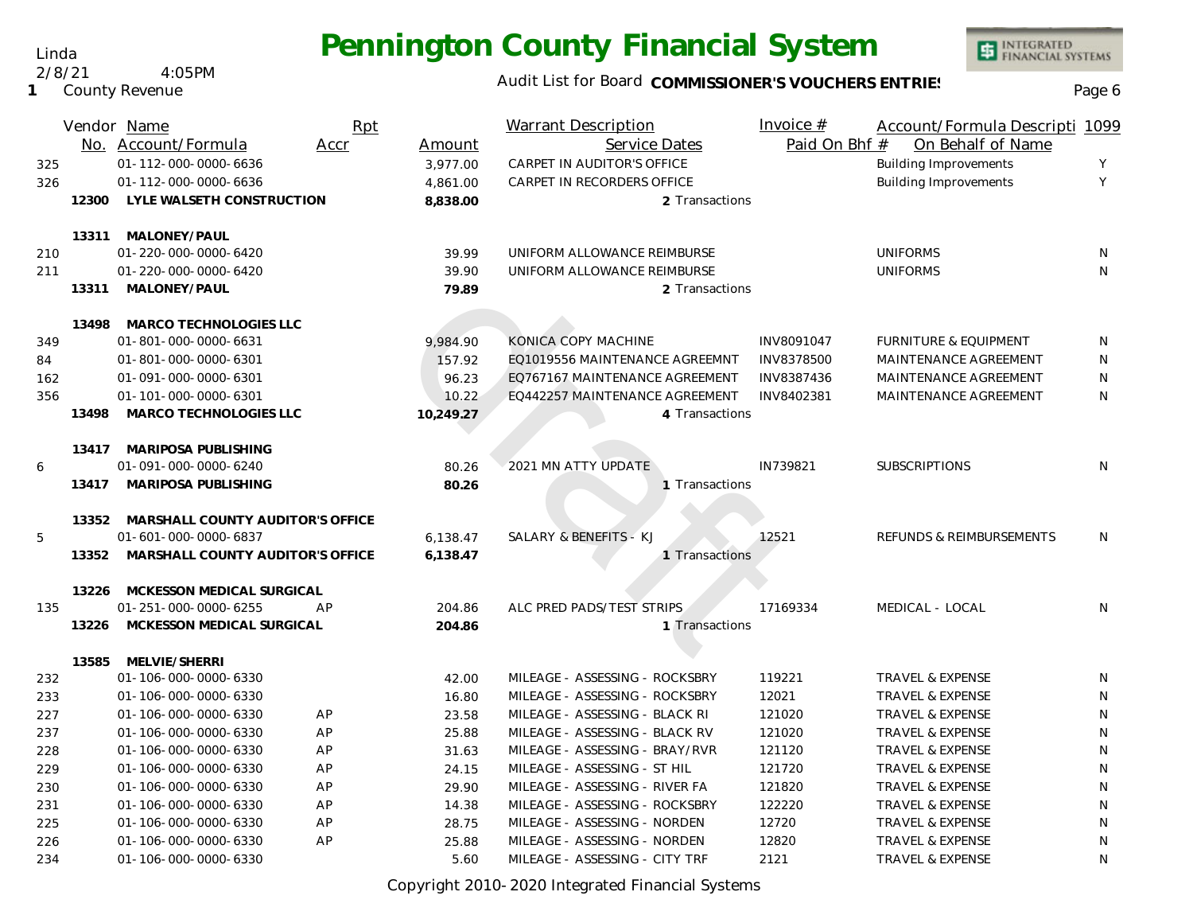# Pennington County Financial System

Linda
2/8/21 4:05PM
1 County Revenue

Audit List for Board **COMMISSIONER'S VOUCHERS ENTRIES**

| | Vendor No. | Name / Account/Formula | Rpt Accr | Amount | Warrant Description / Service Dates | Invoice # / Paid On Bhf # | Account/Formula Descripti / On Behalf of Name | 1099 |
|---|---|---|---|---|---|---|---|---|
| 325 | | 01-112-000-0000-6636 | | 3,977.00 | CARPET IN AUDITOR'S OFFICE | | Building Improvements | Y |
| 326 | | 01-112-000-0000-6636 | | 4,861.00 | CARPET IN RECORDERS OFFICE | | Building Improvements | Y |
| | **12300** | **LYLE WALSETH CONSTRUCTION** | | **8,838.00** | **2** Transactions | | | |
| | **13311** | **MALONEY/PAUL** | | | | | | |
| 210 | | 01-220-000-0000-6420 | | 39.99 | UNIFORM ALLOWANCE REIMBURSE | | UNIFORMS | N |
| 211 | | 01-220-000-0000-6420 | | 39.90 | UNIFORM ALLOWANCE REIMBURSE | | UNIFORMS | N |
| | **13311** | **MALONEY/PAUL** | | **79.89** | **2** Transactions | | | |
| | **13498** | **MARCO TECHNOLOGIES LLC** | | | | | | |
| 349 | | 01-801-000-0000-6631 | | 9,984.90 | KONICA COPY MACHINE | INV8091047 | FURNITURE & EQUIPMENT | N |
| 84 | | 01-801-000-0000-6301 | | 157.92 | EQ1019556 MAINTENANCE AGREEMNT | INV8378500 | MAINTENANCE AGREEMENT | N |
| 162 | | 01-091-000-0000-6301 | | 96.23 | EQ767167 MAINTENANCE AGREEMENT | INV8387436 | MAINTENANCE AGREEMENT | N |
| 356 | | 01-101-000-0000-6301 | | 10.22 | EQ442257 MAINTENANCE AGREEMENT | INV8402381 | MAINTENANCE AGREEMENT | N |
| | **13498** | **MARCO TECHNOLOGIES LLC** | | **10,249.27** | **4** Transactions | | | |
| | **13417** | **MARIPOSA PUBLISHING** | | | | | | |
| 6 | | 01-091-000-0000-6240 | | 80.26 | 2021 MN ATTY UPDATE | IN739821 | SUBSCRIPTIONS | N |
| | **13417** | **MARIPOSA PUBLISHING** | | **80.26** | **1** Transactions | | | |
| | **13352** | **MARSHALL COUNTY AUDITOR'S OFFICE** | | | | | | |
| 5 | | 01-601-000-0000-6837 | | 6,138.47 | SALARY & BENEFITS - KJ | 12521 | REFUNDS & REIMBURSEMENTS | N |
| | **13352** | **MARSHALL COUNTY AUDITOR'S OFFICE** | | **6,138.47** | **1** Transactions | | | |
| | **13226** | **MCKESSON MEDICAL SURGICAL** | | | | | | |
| 135 | | 01-251-000-0000-6255 | AP | 204.86 | ALC PRED PADS/TEST STRIPS | 17169334 | MEDICAL - LOCAL | N |
| | **13226** | **MCKESSON MEDICAL SURGICAL** | | **204.86** | **1** Transactions | | | |
| | **13585** | **MELVIE/SHERRI** | | | | | | |
| 232 | | 01-106-000-0000-6330 | | 42.00 | MILEAGE - ASSESSING - ROCKSBRY | 119221 | TRAVEL & EXPENSE | N |
| 233 | | 01-106-000-0000-6330 | | 16.80 | MILEAGE - ASSESSING - ROCKSBRY | 12021 | TRAVEL & EXPENSE | N |
| 227 | | 01-106-000-0000-6330 | AP | 23.58 | MILEAGE - ASSESSING - BLACK RI | 121020 | TRAVEL & EXPENSE | N |
| 237 | | 01-106-000-0000-6330 | AP | 25.88 | MILEAGE - ASSESSING - BLACK RV | 121020 | TRAVEL & EXPENSE | N |
| 228 | | 01-106-000-0000-6330 | AP | 31.63 | MILEAGE - ASSESSING - BRAY/RVR | 121120 | TRAVEL & EXPENSE | N |
| 229 | | 01-106-000-0000-6330 | AP | 24.15 | MILEAGE - ASSESSING - ST HIL | 121720 | TRAVEL & EXPENSE | N |
| 230 | | 01-106-000-0000-6330 | AP | 29.90 | MILEAGE - ASSESSING - RIVER FA | 121820 | TRAVEL & EXPENSE | N |
| 231 | | 01-106-000-0000-6330 | AP | 14.38 | MILEAGE - ASSESSING - ROCKSBRY | 122220 | TRAVEL & EXPENSE | N |
| 225 | | 01-106-000-0000-6330 | AP | 28.75 | MILEAGE - ASSESSING - NORDEN | 12720 | TRAVEL & EXPENSE | N |
| 226 | | 01-106-000-0000-6330 | AP | 25.88 | MILEAGE - ASSESSING - NORDEN | 12820 | TRAVEL & EXPENSE | N |
| 234 | | 01-106-000-0000-6330 | | 5.60 | MILEAGE - ASSESSING - CITY TRF | 2121 | TRAVEL & EXPENSE | N |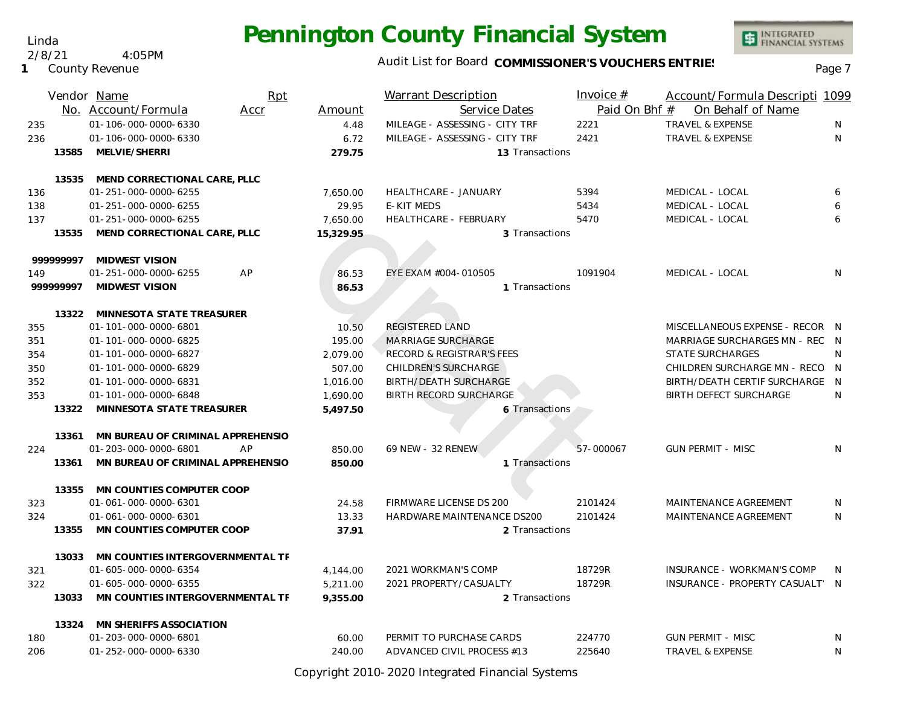# Pennington County Financial System

Linda
2/8/21 4:05PM
1 County Revenue

Audit List for Board **COMMISSIONER'S VOUCHERS ENTRIES**

| Vendor No. | Name / Account/Formula | Rpt Accr | Amount | Warrant Description / Service Dates | Invoice # / Paid On Bhf # | Account/Formula Description / On Behalf of Name | 1099 |
|---|---|---|---|---|---|---|---|
| 235 | 01-106-000-0000-6330 | | 4.48 | MILEAGE - ASSESSING - CITY TRF | 2221 | TRAVEL & EXPENSE | N |
| 236 | 01-106-000-0000-6330 | | 6.72 | MILEAGE - ASSESSING - CITY TRF | 2421 | TRAVEL & EXPENSE | N |
| **13585** | **MELVIE/SHERRI** | | **279.75** | 13 Transactions | | | |
| **13535** | **MEND CORRECTIONAL CARE, PLLC** | | | | | | |
| 136 | 01-251-000-0000-6255 | | 7,650.00 | HEALTHCARE - JANUARY | 5394 | MEDICAL - LOCAL | 6 |
| 138 | 01-251-000-0000-6255 | | 29.95 | E-KIT MEDS | 5434 | MEDICAL - LOCAL | 6 |
| 137 | 01-251-000-0000-6255 | | 7,650.00 | HEALTHCARE - FEBRUARY | 5470 | MEDICAL - LOCAL | 6 |
| **13535** | **MEND CORRECTIONAL CARE, PLLC** | | **15,329.95** | 3 Transactions | | | |
| **999999997** | **MIDWEST VISION** | | | | | | |
| 149 | 01-251-000-0000-6255 | AP | 86.53 | EYE EXAM #004-010505 | 1091904 | MEDICAL - LOCAL | N |
| **999999997** | **MIDWEST VISION** | | **86.53** | 1 Transactions | | | |
| **13322** | **MINNESOTA STATE TREASURER** | | | | | | |
| 355 | 01-101-000-0000-6801 | | 10.50 | REGISTERED LAND | | MISCELLANEOUS EXPENSE - RECOR | N |
| 351 | 01-101-000-0000-6825 | | 195.00 | MARRIAGE SURCHARGE | | MARRIAGE SURCHARGES MN - REC | N |
| 354 | 01-101-000-0000-6827 | | 2,079.00 | RECORD & REGISTRAR'S FEES | | STATE SURCHARGES | N |
| 350 | 01-101-000-0000-6829 | | 507.00 | CHILDREN'S SURCHARGE | | CHILDREN SURCHARGE MN - RECO | N |
| 352 | 01-101-000-0000-6831 | | 1,016.00 | BIRTH/DEATH SURCHARGE | | BIRTH/DEATH CERTIF SURCHARGE | N |
| 353 | 01-101-000-0000-6848 | | 1,690.00 | BIRTH RECORD SURCHARGE | | BIRTH DEFECT SURCHARGE | N |
| **13322** | **MINNESOTA STATE TREASURER** | | **5,497.50** | 6 Transactions | | | |
| **13361** | **MN BUREAU OF CRIMINAL APPREHENSIO** | | | | | | |
| 224 | 01-203-000-0000-6801 | AP | 850.00 | 69 NEW - 32 RENEW | 57-000067 | GUN PERMIT - MISC | N |
| **13361** | **MN BUREAU OF CRIMINAL APPREHENSIO** | | **850.00** | 1 Transactions | | | |
| **13355** | **MN COUNTIES COMPUTER COOP** | | | | | | |
| 323 | 01-061-000-0000-6301 | | 24.58 | FIRMWARE LICENSE DS 200 | 2101424 | MAINTENANCE AGREEMENT | N |
| 324 | 01-061-000-0000-6301 | | 13.33 | HARDWARE MAINTENANCE DS200 | 2101424 | MAINTENANCE AGREEMENT | N |
| **13355** | **MN COUNTIES COMPUTER COOP** | | **37.91** | 2 Transactions | | | |
| **13033** | **MN COUNTIES INTERGOVERNMENTAL TF** | | | | | | |
| 321 | 01-605-000-0000-6354 | | 4,144.00 | 2021 WORKMAN'S COMP | 18729R | INSURANCE - WORKMAN'S COMP | N |
| 322 | 01-605-000-0000-6355 | | 5,211.00 | 2021 PROPERTY/CASUALTY | 18729R | INSURANCE - PROPERTY CASUALTY | N |
| **13033** | **MN COUNTIES INTERGOVERNMENTAL TF** | | **9,355.00** | 2 Transactions | | | |
| **13324** | **MN SHERIFFS ASSOCIATION** | | | | | | |
| 180 | 01-203-000-0000-6801 | | 60.00 | PERMIT TO PURCHASE CARDS | 224770 | GUN PERMIT - MISC | N |
| 206 | 01-252-000-0000-6330 | | 240.00 | ADVANCED CIVIL PROCESS #13 | 225640 | TRAVEL & EXPENSE | N |

Copyright 2010-2020 Integrated Financial Systems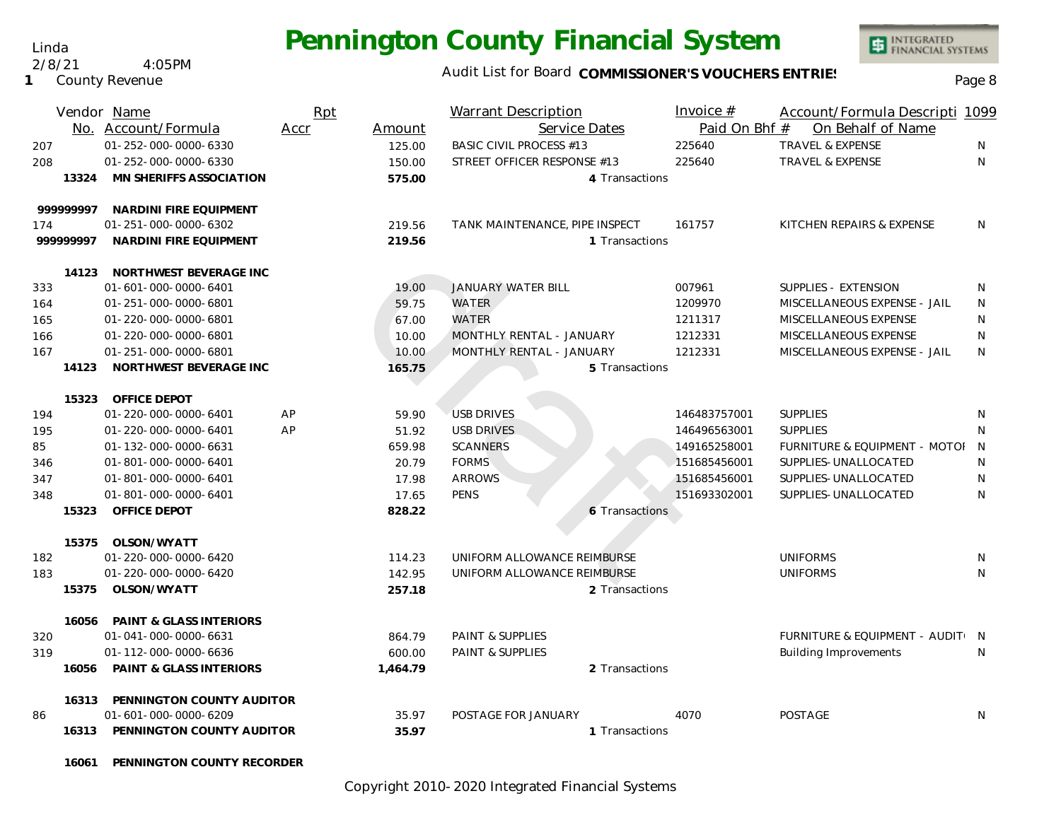# Pennington County Financial System

Linda
2/8/21 4:05PM
1 County Revenue

Audit List for Board **COMMISSIONER'S VOUCHERS ENTRIES**

| Vendor No. | Name / Account/Formula | Rpt Accr | Amount | Warrant Description / Service Dates | Invoice # / Paid On Bhf # | Account/Formula Description / On Behalf of Name | 1099 |
|---|---|---|---|---|---|---|---|
| 207 | 01-252-000-0000-6330 | | 125.00 | BASIC CIVIL PROCESS #13 | 225640 | TRAVEL & EXPENSE | N |
| 208 | 01-252-000-0000-6330 | | 150.00 | STREET OFFICER RESPONSE #13 | 225640 | TRAVEL & EXPENSE | N |
| **13324** | **MN SHERIFFS ASSOCIATION** | | **575.00** | 4 Transactions | | | |
| **999999997** | **NARDINI FIRE EQUIPMENT** | | | | | | |
| 174 | 01-251-000-0000-6302 | | 219.56 | TANK MAINTENANCE, PIPE INSPECT | 161757 | KITCHEN REPAIRS & EXPENSE | N |
| **999999997** | **NARDINI FIRE EQUIPMENT** | | **219.56** | 1 Transactions | | | |
| **14123** | **NORTHWEST BEVERAGE INC** | | | | | | |
| 333 | 01-601-000-0000-6401 | | 19.00 | JANUARY WATER BILL | 007961 | SUPPLIES - EXTENSION | N |
| 164 | 01-251-000-0000-6801 | | 59.75 | WATER | 1209970 | MISCELLANEOUS EXPENSE - JAIL | N |
| 165 | 01-220-000-0000-6801 | | 67.00 | WATER | 1211317 | MISCELLANEOUS EXPENSE | N |
| 166 | 01-220-000-0000-6801 | | 10.00 | MONTHLY RENTAL - JANUARY | 1212331 | MISCELLANEOUS EXPENSE | N |
| 167 | 01-251-000-0000-6801 | | 10.00 | MONTHLY RENTAL - JANUARY | 1212331 | MISCELLANEOUS EXPENSE - JAIL | N |
| **14123** | **NORTHWEST BEVERAGE INC** | | **165.75** | 5 Transactions | | | |
| **15323** | **OFFICE DEPOT** | | | | | | |
| 194 | 01-220-000-0000-6401 | AP | 59.90 | USB DRIVES | 146483757001 | SUPPLIES | N |
| 195 | 01-220-000-0000-6401 | AP | 51.92 | USB DRIVES | 146496563001 | SUPPLIES | N |
| 85 | 01-132-000-0000-6631 | | 659.98 | SCANNERS | 149165258001 | FURNITURE & EQUIPMENT - MOTOI | N |
| 346 | 01-801-000-0000-6401 | | 20.79 | FORMS | 151685456001 | SUPPLIES-UNALLOCATED | N |
| 347 | 01-801-000-0000-6401 | | 17.98 | ARROWS | 151685456001 | SUPPLIES-UNALLOCATED | N |
| 348 | 01-801-000-0000-6401 | | 17.65 | PENS | 151693302001 | SUPPLIES-UNALLOCATED | N |
| **15323** | **OFFICE DEPOT** | | **828.22** | 6 Transactions | | | |
| **15375** | **OLSON/WYATT** | | | | | | |
| 182 | 01-220-000-0000-6420 | | 114.23 | UNIFORM ALLOWANCE REIMBURSE | | UNIFORMS | N |
| 183 | 01-220-000-0000-6420 | | 142.95 | UNIFORM ALLOWANCE REIMBURSE | | UNIFORMS | N |
| **15375** | **OLSON/WYATT** | | **257.18** | 2 Transactions | | | |
| **16056** | **PAINT & GLASS INTERIORS** | | | | | | |
| 320 | 01-041-000-0000-6631 | | 864.79 | PAINT & SUPPLIES | | FURNITURE & EQUIPMENT - AUDIT | N |
| 319 | 01-112-000-0000-6636 | | 600.00 | PAINT & SUPPLIES | | Building Improvements | N |
| **16056** | **PAINT & GLASS INTERIORS** | | **1,464.79** | 2 Transactions | | | |
| **16313** | **PENNINGTON COUNTY AUDITOR** | | | | | | |
| 86 | 01-601-000-0000-6209 | | 35.97 | POSTAGE FOR JANUARY | 4070 | POSTAGE | N |
| **16313** | **PENNINGTON COUNTY AUDITOR** | | **35.97** | 1 Transactions | | | |
| **16061** | **PENNINGTON COUNTY RECORDER** | | | | | | |

Copyright 2010-2020 Integrated Financial Systems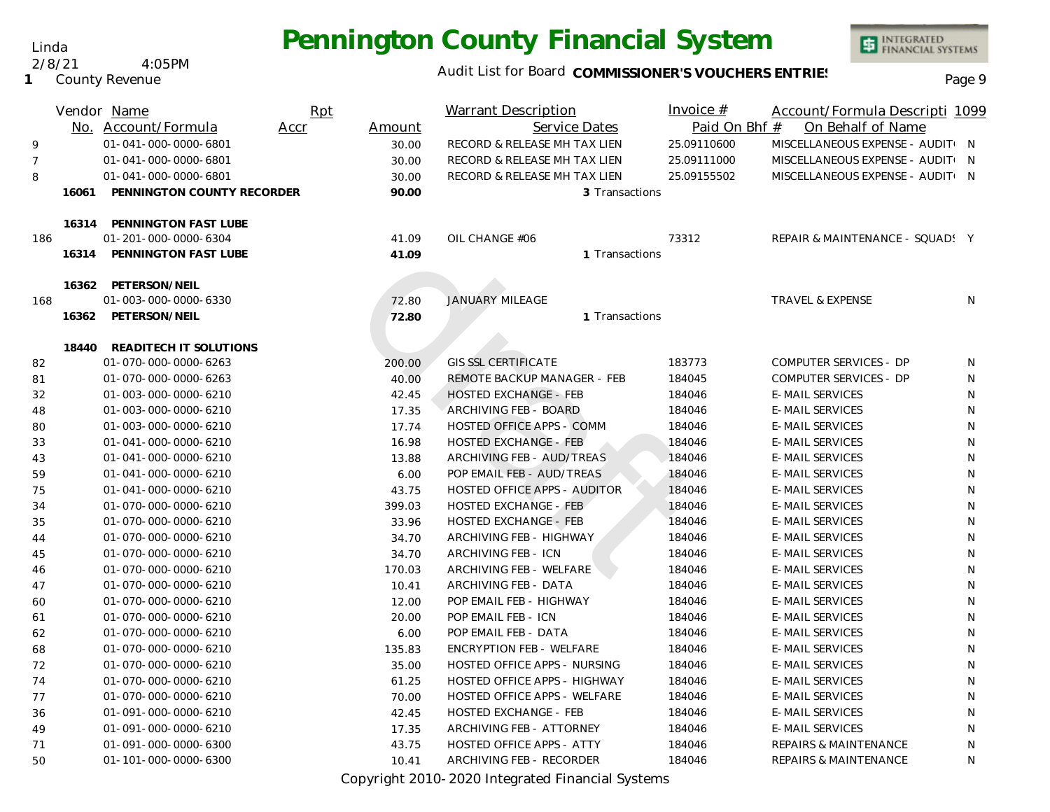# Pennington County Financial System

Linda
2/8/21 4:05PM
1 County Revenue

Audit List for Board **COMMISSIONER'S VOUCHERS ENTRIES**

| | Vendor No. | Name / Account/Formula | Rpt Accr | Amount | Warrant Description / Service Dates | Invoice # / Paid On Bhf # | Account/Formula Description / On Behalf of Name | 1099 |
|---|---|---|---|---|---|---|---|---|
| 9 | | 01-041-000-0000-6801 | | 30.00 | RECORD & RELEASE MH TAX LIEN | 25.09110600 | MISCELLANEOUS EXPENSE - AUDIT | N |
| 7 | | 01-041-000-0000-6801 | | 30.00 | RECORD & RELEASE MH TAX LIEN | 25.09111000 | MISCELLANEOUS EXPENSE - AUDIT | N |
| 8 | | 01-041-000-0000-6801 | | 30.00 | RECORD & RELEASE MH TAX LIEN | 25.09155502 | MISCELLANEOUS EXPENSE - AUDIT | N |
| | **16061** | **PENNINGTON COUNTY RECORDER** | | **90.00** | 3 Transactions | | | |
| | **16314** | **PENNINGTON FAST LUBE** | | | | | | |
| 186 | | 01-201-000-0000-6304 | | 41.09 | OIL CHANGE #06 | 73312 | REPAIR & MAINTENANCE - SQUADS | Y |
| | **16314** | **PENNINGTON FAST LUBE** | | **41.09** | 1 Transactions | | | |
| | **16362** | **PETERSON/NEIL** | | | | | | |
| 168 | | 01-003-000-0000-6330 | | 72.80 | JANUARY MILEAGE | | TRAVEL & EXPENSE | N |
| | **16362** | **PETERSON/NEIL** | | **72.80** | 1 Transactions | | | |
| | **18440** | **READITECH IT SOLUTIONS** | | | | | | |
| 82 | | 01-070-000-0000-6263 | | 200.00 | GIS SSL CERTIFICATE | 183773 | COMPUTER SERVICES - DP | N |
| 81 | | 01-070-000-0000-6263 | | 40.00 | REMOTE BACKUP MANAGER - FEB | 184045 | COMPUTER SERVICES - DP | N |
| 32 | | 01-003-000-0000-6210 | | 42.45 | HOSTED EXCHANGE - FEB | 184046 | E-MAIL SERVICES | N |
| 48 | | 01-003-000-0000-6210 | | 17.35 | ARCHIVING FEB - BOARD | 184046 | E-MAIL SERVICES | N |
| 80 | | 01-003-000-0000-6210 | | 17.74 | HOSTED OFFICE APPS - COMM | 184046 | E-MAIL SERVICES | N |
| 33 | | 01-041-000-0000-6210 | | 16.98 | HOSTED EXCHANGE - FEB | 184046 | E-MAIL SERVICES | N |
| 43 | | 01-041-000-0000-6210 | | 13.88 | ARCHIVING FEB - AUD/TREAS | 184046 | E-MAIL SERVICES | N |
| 59 | | 01-041-000-0000-6210 | | 6.00 | POP EMAIL FEB - AUD/TREAS | 184046 | E-MAIL SERVICES | N |
| 75 | | 01-041-000-0000-6210 | | 43.75 | HOSTED OFFICE APPS - AUDITOR | 184046 | E-MAIL SERVICES | N |
| 34 | | 01-070-000-0000-6210 | | 399.03 | HOSTED EXCHANGE - FEB | 184046 | E-MAIL SERVICES | N |
| 35 | | 01-070-000-0000-6210 | | 33.96 | HOSTED EXCHANGE - FEB | 184046 | E-MAIL SERVICES | N |
| 44 | | 01-070-000-0000-6210 | | 34.70 | ARCHIVING FEB - HIGHWAY | 184046 | E-MAIL SERVICES | N |
| 45 | | 01-070-000-0000-6210 | | 34.70 | ARCHIVING FEB - ICN | 184046 | E-MAIL SERVICES | N |
| 46 | | 01-070-000-0000-6210 | | 170.03 | ARCHIVING FEB - WELFARE | 184046 | E-MAIL SERVICES | N |
| 47 | | 01-070-000-0000-6210 | | 10.41 | ARCHIVING FEB - DATA | 184046 | E-MAIL SERVICES | N |
| 60 | | 01-070-000-0000-6210 | | 12.00 | POP EMAIL FEB - HIGHWAY | 184046 | E-MAIL SERVICES | N |
| 61 | | 01-070-000-0000-6210 | | 20.00 | POP EMAIL FEB - ICN | 184046 | E-MAIL SERVICES | N |
| 62 | | 01-070-000-0000-6210 | | 6.00 | POP EMAIL FEB - DATA | 184046 | E-MAIL SERVICES | N |
| 68 | | 01-070-000-0000-6210 | | 135.83 | ENCRYPTION FEB - WELFARE | 184046 | E-MAIL SERVICES | N |
| 72 | | 01-070-000-0000-6210 | | 35.00 | HOSTED OFFICE APPS - NURSING | 184046 | E-MAIL SERVICES | N |
| 74 | | 01-070-000-0000-6210 | | 61.25 | HOSTED OFFICE APPS - HIGHWAY | 184046 | E-MAIL SERVICES | N |
| 77 | | 01-070-000-0000-6210 | | 70.00 | HOSTED OFFICE APPS - WELFARE | 184046 | E-MAIL SERVICES | N |
| 36 | | 01-091-000-0000-6210 | | 42.45 | HOSTED EXCHANGE - FEB | 184046 | E-MAIL SERVICES | N |
| 49 | | 01-091-000-0000-6210 | | 17.35 | ARCHIVING FEB - ATTORNEY | 184046 | E-MAIL SERVICES | N |
| 71 | | 01-091-000-0000-6300 | | 43.75 | HOSTED OFFICE APPS - ATTY | 184046 | REPAIRS & MAINTENANCE | N |
| 50 | | 01-101-000-0000-6300 | | 10.41 | ARCHIVING FEB - RECORDER | 184046 | REPAIRS & MAINTENANCE | N |

Copyright 2010-2020 Integrated Financial Systems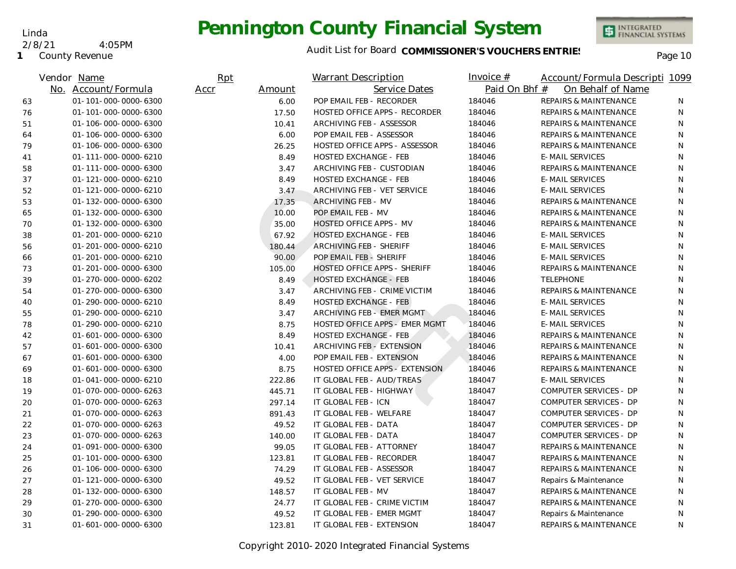# Pennington County Financial System

Linda
2/8/21 4:05PM
1 County Revenue

Audit List for Board **COMMISSIONER'S VOUCHERS ENTRIES**

| Vendor Name No. | Account/Formula | Rpt Accr | Amount | Warrant Description / Service Dates | Invoice # / Paid On Bhf # | Account/Formula Descripti / On Behalf of Name | 1099 |
|---|---|---|---|---|---|---|---|
| 63 | 01-101-000-0000-6300 | | 6.00 | POP EMAIL FEB - RECORDER | 184046 | REPAIRS & MAINTENANCE | N |
| 76 | 01-101-000-0000-6300 | | 17.50 | HOSTED OFFICE APPS - RECORDER | 184046 | REPAIRS & MAINTENANCE | N |
| 51 | 01-106-000-0000-6300 | | 10.41 | ARCHIVING FEB - ASSESSOR | 184046 | REPAIRS & MAINTENANCE | N |
| 64 | 01-106-000-0000-6300 | | 6.00 | POP EMAIL FEB - ASSESSOR | 184046 | REPAIRS & MAINTENANCE | N |
| 79 | 01-106-000-0000-6300 | | 26.25 | HOSTED OFFICE APPS - ASSESSOR | 184046 | REPAIRS & MAINTENANCE | N |
| 41 | 01-111-000-0000-6210 | | 8.49 | HOSTED EXCHANGE - FEB | 184046 | E-MAIL SERVICES | N |
| 58 | 01-111-000-0000-6300 | | 3.47 | ARCHIVING FEB - CUSTODIAN | 184046 | REPAIRS & MAINTENANCE | N |
| 37 | 01-121-000-0000-6210 | | 8.49 | HOSTED EXCHANGE - FEB | 184046 | E-MAIL SERVICES | N |
| 52 | 01-121-000-0000-6210 | | 3.47 | ARCHIVING FEB - VET SERVICE | 184046 | E-MAIL SERVICES | N |
| 53 | 01-132-000-0000-6300 | | 17.35 | ARCHIVING FEB - MV | 184046 | REPAIRS & MAINTENANCE | N |
| 65 | 01-132-000-0000-6300 | | 10.00 | POP EMAIL FEB - MV | 184046 | REPAIRS & MAINTENANCE | N |
| 70 | 01-132-000-0000-6300 | | 35.00 | HOSTED OFFICE APPS - MV | 184046 | REPAIRS & MAINTENANCE | N |
| 38 | 01-201-000-0000-6210 | | 67.92 | HOSTED EXCHANGE - FEB | 184046 | E-MAIL SERVICES | N |
| 56 | 01-201-000-0000-6210 | | 180.44 | ARCHIVING FEB - SHERIFF | 184046 | E-MAIL SERVICES | N |
| 66 | 01-201-000-0000-6210 | | 90.00 | POP EMAIL FEB - SHERIFF | 184046 | E-MAIL SERVICES | N |
| 73 | 01-201-000-0000-6300 | | 105.00 | HOSTED OFFICE APPS - SHERIFF | 184046 | REPAIRS & MAINTENANCE | N |
| 39 | 01-270-000-0000-6202 | | 8.49 | HOSTED EXCHANGE - FEB | 184046 | TELEPHONE | N |
| 54 | 01-270-000-0000-6300 | | 3.47 | ARCHIVING FEB - CRIME VICTIM | 184046 | REPAIRS & MAINTENANCE | N |
| 40 | 01-290-000-0000-6210 | | 8.49 | HOSTED EXCHANGE - FEB | 184046 | E-MAIL SERVICES | N |
| 55 | 01-290-000-0000-6210 | | 3.47 | ARCHIVING FEB - EMER MGMT | 184046 | E-MAIL SERVICES | N |
| 78 | 01-290-000-0000-6210 | | 8.75 | HOSTED OFFICE APPS - EMER MGMT | 184046 | E-MAIL SERVICES | N |
| 42 | 01-601-000-0000-6300 | | 8.49 | HOSTED EXCHANGE - FEB | 184046 | REPAIRS & MAINTENANCE | N |
| 57 | 01-601-000-0000-6300 | | 10.41 | ARCHIVING FEB - EXTENSION | 184046 | REPAIRS & MAINTENANCE | N |
| 67 | 01-601-000-0000-6300 | | 4.00 | POP EMAIL FEB - EXTENSION | 184046 | REPAIRS & MAINTENANCE | N |
| 69 | 01-601-000-0000-6300 | | 8.75 | HOSTED OFFICE APPS - EXTENSION | 184046 | REPAIRS & MAINTENANCE | N |
| 18 | 01-041-000-0000-6210 | | 222.86 | IT GLOBAL FEB - AUD/TREAS | 184047 | E-MAIL SERVICES | N |
| 19 | 01-070-000-0000-6263 | | 445.71 | IT GLOBAL FEB - HIGHWAY | 184047 | COMPUTER SERVICES - DP | N |
| 20 | 01-070-000-0000-6263 | | 297.14 | IT GLOBAL FEB - ICN | 184047 | COMPUTER SERVICES - DP | N |
| 21 | 01-070-000-0000-6263 | | 891.43 | IT GLOBAL FEB - WELFARE | 184047 | COMPUTER SERVICES - DP | N |
| 22 | 01-070-000-0000-6263 | | 49.52 | IT GLOBAL FEB - DATA | 184047 | COMPUTER SERVICES - DP | N |
| 23 | 01-070-000-0000-6263 | | 140.00 | IT GLOBAL FEB - DATA | 184047 | COMPUTER SERVICES - DP | N |
| 24 | 01-091-000-0000-6300 | | 99.05 | IT GLOBAL FEB - ATTORNEY | 184047 | REPAIRS & MAINTENANCE | N |
| 25 | 01-101-000-0000-6300 | | 123.81 | IT GLOBAL FEB - RECORDER | 184047 | REPAIRS & MAINTENANCE | N |
| 26 | 01-106-000-0000-6300 | | 74.29 | IT GLOBAL FEB - ASSESSOR | 184047 | REPAIRS & MAINTENANCE | N |
| 27 | 01-121-000-0000-6300 | | 49.52 | IT GLOBAL FEB - VET SERVICE | 184047 | Repairs & Maintenance | N |
| 28 | 01-132-000-0000-6300 | | 148.57 | IT GLOBAL FEB - MV | 184047 | REPAIRS & MAINTENANCE | N |
| 29 | 01-270-000-0000-6300 | | 24.77 | IT GLOBAL FEB - CRIME VICTIM | 184047 | REPAIRS & MAINTENANCE | N |
| 30 | 01-290-000-0000-6300 | | 49.52 | IT GLOBAL FEB - EMER MGMT | 184047 | Repairs & Maintenance | N |
| 31 | 01-601-000-0000-6300 | | 123.81 | IT GLOBAL FEB - EXTENSION | 184047 | REPAIRS & MAINTENANCE | N |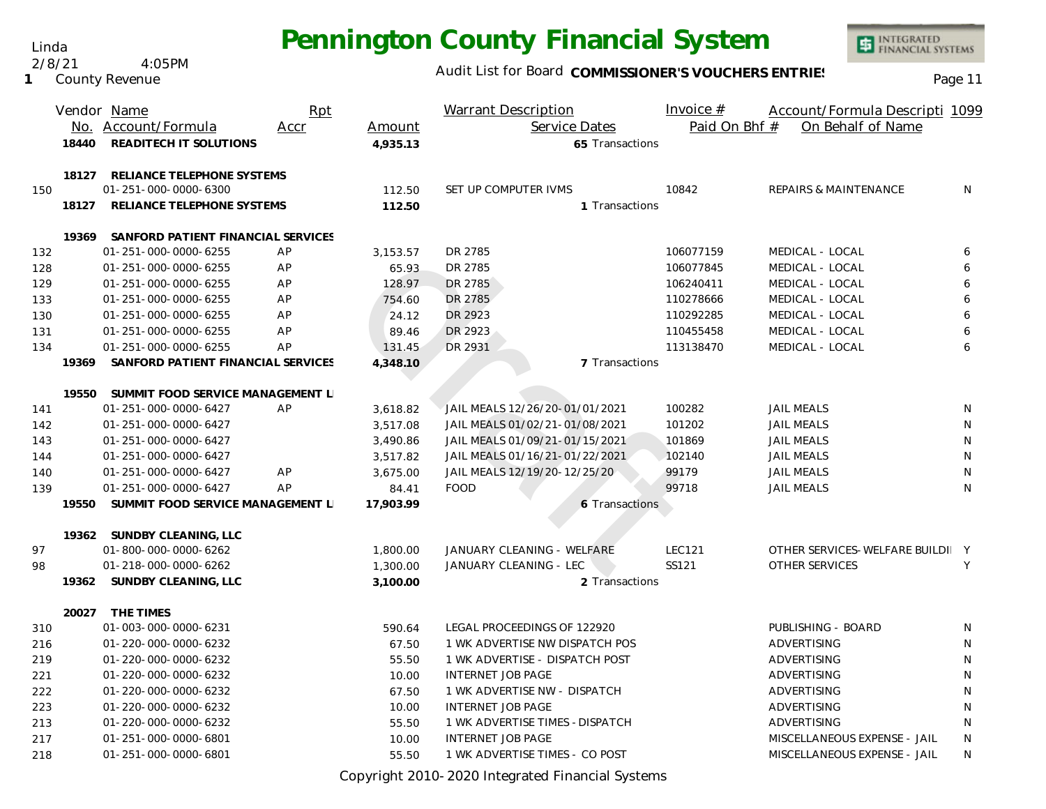# Pennington County Financial System

Linda
2/8/21 4:05PM
1 County Revenue

Audit List for Board **COMMISSIONER'S VOUCHERS ENTRIES**

| | Vendor No. | Name / Account/Formula | Rpt Accr | Amount | Warrant Description / Service Dates | Invoice # / Paid On Bhf # | Account/Formula Descripti / On Behalf of Name | 1099 |
|---|---|---|---|---|---|---|---|---|
| | 18440 | **READITECH IT SOLUTIONS** | | **4,935.13** | 65 Transactions | | | |
| | 18127 | **RELIANCE TELEPHONE SYSTEMS** | | | | | | |
| 150 | | 01-251-000-0000-6300 | | 112.50 | SET UP COMPUTER IVMS | 10842 | REPAIRS & MAINTENANCE | N |
| | 18127 | **RELIANCE TELEPHONE SYSTEMS** | | **112.50** | 1 Transactions | | | |
| | 19369 | **SANFORD PATIENT FINANCIAL SERVICES** | | | | | | |
| 132 | | 01-251-000-0000-6255 | AP | 3,153.57 | DR 2785 | 106077159 | MEDICAL - LOCAL | 6 |
| 128 | | 01-251-000-0000-6255 | AP | 65.93 | DR 2785 | 106077845 | MEDICAL - LOCAL | 6 |
| 129 | | 01-251-000-0000-6255 | AP | 128.97 | DR 2785 | 106240411 | MEDICAL - LOCAL | 6 |
| 133 | | 01-251-000-0000-6255 | AP | 754.60 | DR 2785 | 110278666 | MEDICAL - LOCAL | 6 |
| 130 | | 01-251-000-0000-6255 | AP | 24.12 | DR 2923 | 110292285 | MEDICAL - LOCAL | 6 |
| 131 | | 01-251-000-0000-6255 | AP | 89.46 | DR 2923 | 110455458 | MEDICAL - LOCAL | 6 |
| 134 | | 01-251-000-0000-6255 | AP | 131.45 | DR 2931 | 113138470 | MEDICAL - LOCAL | 6 |
| | 19369 | **SANFORD PATIENT FINANCIAL SERVICES** | | **4,348.10** | 7 Transactions | | | |
| | 19550 | **SUMMIT FOOD SERVICE MANAGEMENT L** | | | | | | |
| 141 | | 01-251-000-0000-6427 | AP | 3,618.82 | JAIL MEALS 12/26/20-01/01/2021 | 100282 | JAIL MEALS | N |
| 142 | | 01-251-000-0000-6427 | | 3,517.08 | JAIL MEALS 01/02/21-01/08/2021 | 101202 | JAIL MEALS | N |
| 143 | | 01-251-000-0000-6427 | | 3,490.86 | JAIL MEALS 01/09/21-01/15/2021 | 101869 | JAIL MEALS | N |
| 144 | | 01-251-000-0000-6427 | | 3,517.82 | JAIL MEALS 01/16/21-01/22/2021 | 102140 | JAIL MEALS | N |
| 140 | | 01-251-000-0000-6427 | AP | 3,675.00 | JAIL MEALS 12/19/20-12/25/20 | 99179 | JAIL MEALS | N |
| 139 | | 01-251-000-0000-6427 | AP | 84.41 | FOOD | 99718 | JAIL MEALS | N |
| | 19550 | **SUMMIT FOOD SERVICE MANAGEMENT L** | | **17,903.99** | 6 Transactions | | | |
| | 19362 | **SUNDBY CLEANING, LLC** | | | | | | |
| 97 | | 01-800-000-0000-6262 | | 1,800.00 | JANUARY CLEANING - WELFARE | LEC121 | OTHER SERVICES-WELFARE BUILDI | Y |
| 98 | | 01-218-000-0000-6262 | | 1,300.00 | JANUARY CLEANING - LEC | SS121 | OTHER SERVICES | Y |
| | 19362 | **SUNDBY CLEANING, LLC** | | **3,100.00** | 2 Transactions | | | |
| | 20027 | **THE TIMES** | | | | | | |
| 310 | | 01-003-000-0000-6231 | | 590.64 | LEGAL PROCEEDINGS OF 122920 | | PUBLISHING - BOARD | N |
| 216 | | 01-220-000-0000-6232 | | 67.50 | 1 WK ADVERTISE NW DISPATCH POS | | ADVERTISING | N |
| 219 | | 01-220-000-0000-6232 | | 55.50 | 1 WK ADVERTISE - DISPATCH POST | | ADVERTISING | N |
| 221 | | 01-220-000-0000-6232 | | 10.00 | INTERNET JOB PAGE | | ADVERTISING | N |
| 222 | | 01-220-000-0000-6232 | | 67.50 | 1 WK ADVERTISE NW - DISPATCH | | ADVERTISING | N |
| 223 | | 01-220-000-0000-6232 | | 10.00 | INTERNET JOB PAGE | | ADVERTISING | N |
| 213 | | 01-220-000-0000-6232 | | 55.50 | 1 WK ADVERTISE TIMES - DISPATCH | | ADVERTISING | N |
| 217 | | 01-251-000-0000-6801 | | 10.00 | INTERNET JOB PAGE | | MISCELLANEOUS EXPENSE - JAIL | N |
| 218 | | 01-251-000-0000-6801 | | 55.50 | 1 WK ADVERTISE TIMES - CO POST | | MISCELLANEOUS EXPENSE - JAIL | N |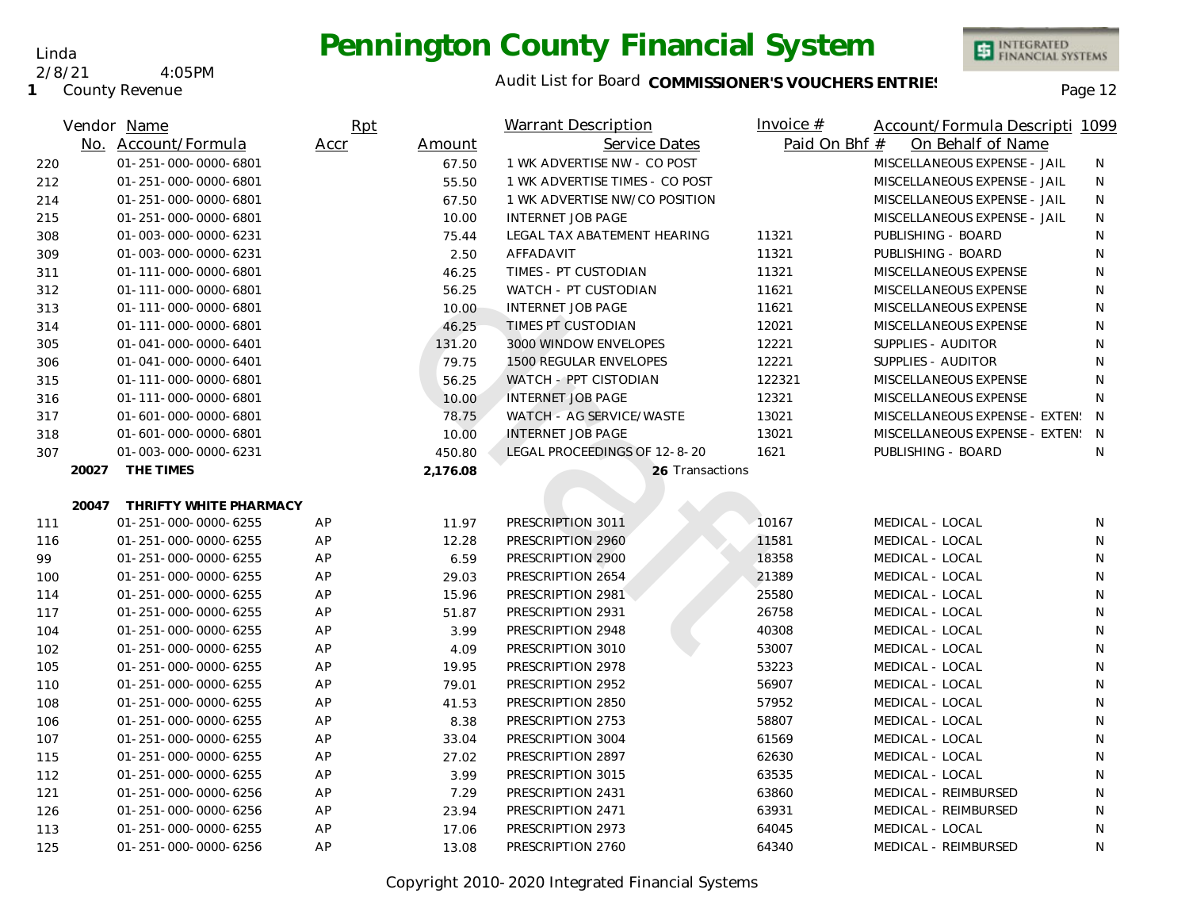# Pennington County Financial System

Audit List for Board **COMMISSIONER'S VOUCHERS ENTRIES**

Linda
2/8/21 4:05PM
**1** County Revenue

| Vendor No. | Name / Account/Formula | Rpt Accr | Amount | Warrant Description / Service Dates | Invoice # / Paid On Bhf # | Account/Formula Description / On Behalf of Name | 1099 |
|---|---|---|---|---|---|---|---|
| 220 | 01-251-000-0000-6801 | | 67.50 | 1 WK ADVERTISE NW - CO POST | | MISCELLANEOUS EXPENSE - JAIL | N |
| 212 | 01-251-000-0000-6801 | | 55.50 | 1 WK ADVERTISE TIMES - CO POST | | MISCELLANEOUS EXPENSE - JAIL | N |
| 214 | 01-251-000-0000-6801 | | 67.50 | 1 WK ADVERTISE NW/CO POSITION | | MISCELLANEOUS EXPENSE - JAIL | N |
| 215 | 01-251-000-0000-6801 | | 10.00 | INTERNET JOB PAGE | | MISCELLANEOUS EXPENSE - JAIL | N |
| 308 | 01-003-000-0000-6231 | | 75.44 | LEGAL TAX ABATEMENT HEARING | 11321 | PUBLISHING - BOARD | N |
| 309 | 01-003-000-0000-6231 | | 2.50 | AFFADAVIT | 11321 | PUBLISHING - BOARD | N |
| 311 | 01-111-000-0000-6801 | | 46.25 | TIMES - PT CUSTODIAN | 11321 | MISCELLANEOUS EXPENSE | N |
| 312 | 01-111-000-0000-6801 | | 56.25 | WATCH - PT CUSTODIAN | 11621 | MISCELLANEOUS EXPENSE | N |
| 313 | 01-111-000-0000-6801 | | 10.00 | INTERNET JOB PAGE | 11621 | MISCELLANEOUS EXPENSE | N |
| 314 | 01-111-000-0000-6801 | | 46.25 | TIMES PT CUSTODIAN | 12021 | MISCELLANEOUS EXPENSE | N |
| 305 | 01-041-000-0000-6401 | | 131.20 | 3000 WINDOW ENVELOPES | 12221 | SUPPLIES - AUDITOR | N |
| 306 | 01-041-000-0000-6401 | | 79.75 | 1500 REGULAR ENVELOPES | 12221 | SUPPLIES - AUDITOR | N |
| 315 | 01-111-000-0000-6801 | | 56.25 | WATCH - PPT CISTODIAN | 122321 | MISCELLANEOUS EXPENSE | N |
| 316 | 01-111-000-0000-6801 | | 10.00 | INTERNET JOB PAGE | 12321 | MISCELLANEOUS EXPENSE | N |
| 317 | 01-601-000-0000-6801 | | 78.75 | WATCH - AG SERVICE/WASTE | 13021 | MISCELLANEOUS EXPENSE - EXTEN! | N |
| 318 | 01-601-000-0000-6801 | | 10.00 | INTERNET JOB PAGE | 13021 | MISCELLANEOUS EXPENSE - EXTEN! | N |
| 307 | 01-003-000-0000-6231 | | 450.80 | LEGAL PROCEEDINGS OF 12-8-20 | 1621 | PUBLISHING - BOARD | N |
| **20027** | **THE TIMES** | | **2,176.08** | **26** Transactions | | | |
| **20047** | **THRIFTY WHITE PHARMACY** | | | | | | |
| 111 | 01-251-000-0000-6255 | AP | 11.97 | PRESCRIPTION 3011 | 10167 | MEDICAL - LOCAL | N |
| 116 | 01-251-000-0000-6255 | AP | 12.28 | PRESCRIPTION 2960 | 11581 | MEDICAL - LOCAL | N |
| 99 | 01-251-000-0000-6255 | AP | 6.59 | PRESCRIPTION 2900 | 18358 | MEDICAL - LOCAL | N |
| 100 | 01-251-000-0000-6255 | AP | 29.03 | PRESCRIPTION 2654 | 21389 | MEDICAL - LOCAL | N |
| 114 | 01-251-000-0000-6255 | AP | 15.96 | PRESCRIPTION 2981 | 25580 | MEDICAL - LOCAL | N |
| 117 | 01-251-000-0000-6255 | AP | 51.87 | PRESCRIPTION 2931 | 26758 | MEDICAL - LOCAL | N |
| 104 | 01-251-000-0000-6255 | AP | 3.99 | PRESCRIPTION 2948 | 40308 | MEDICAL - LOCAL | N |
| 102 | 01-251-000-0000-6255 | AP | 4.09 | PRESCRIPTION 3010 | 53007 | MEDICAL - LOCAL | N |
| 105 | 01-251-000-0000-6255 | AP | 19.95 | PRESCRIPTION 2978 | 53223 | MEDICAL - LOCAL | N |
| 110 | 01-251-000-0000-6255 | AP | 79.01 | PRESCRIPTION 2952 | 56907 | MEDICAL - LOCAL | N |
| 108 | 01-251-000-0000-6255 | AP | 41.53 | PRESCRIPTION 2850 | 57952 | MEDICAL - LOCAL | N |
| 106 | 01-251-000-0000-6255 | AP | 8.38 | PRESCRIPTION 2753 | 58807 | MEDICAL - LOCAL | N |
| 107 | 01-251-000-0000-6255 | AP | 33.04 | PRESCRIPTION 3004 | 61569 | MEDICAL - LOCAL | N |
| 115 | 01-251-000-0000-6255 | AP | 27.02 | PRESCRIPTION 2897 | 62630 | MEDICAL - LOCAL | N |
| 112 | 01-251-000-0000-6255 | AP | 3.99 | PRESCRIPTION 3015 | 63535 | MEDICAL - LOCAL | N |
| 121 | 01-251-000-0000-6256 | AP | 7.29 | PRESCRIPTION 2431 | 63860 | MEDICAL - REIMBURSED | N |
| 126 | 01-251-000-0000-6256 | AP | 23.94 | PRESCRIPTION 2471 | 63931 | MEDICAL - REIMBURSED | N |
| 113 | 01-251-000-0000-6255 | AP | 17.06 | PRESCRIPTION 2973 | 64045 | MEDICAL - LOCAL | N |
| 125 | 01-251-000-0000-6256 | AP | 13.08 | PRESCRIPTION 2760 | 64340 | MEDICAL - REIMBURSED | N |

Copyright 2010-2020 Integrated Financial Systems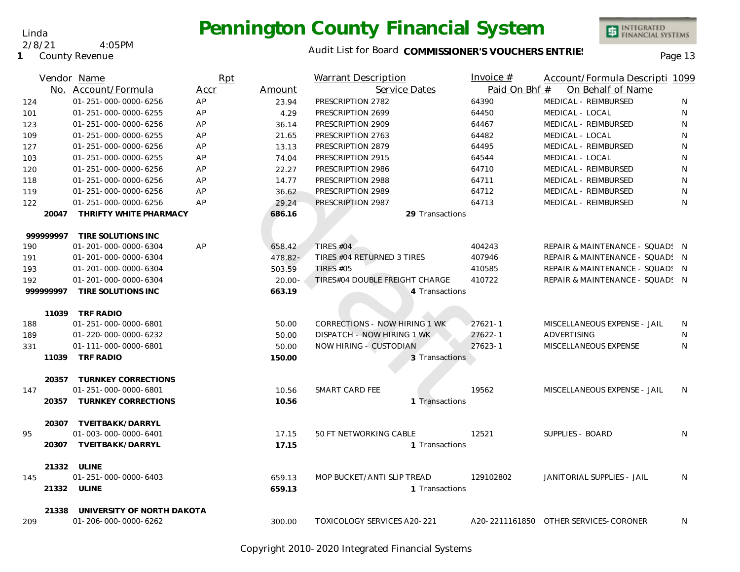# Pennington County Financial System

Audit List for Board **COMMISSIONER'S VOUCHERS ENTRIES**

Linda
2/8/21 4:05PM
1 County Revenue

| Vendor No. | Name / Account/Formula | Rpt Accr | Amount | Warrant Description / Service Dates | Invoice # / Paid On Bhf # | Account/Formula Description / On Behalf of Name | 1099 |
|---|---|---|---|---|---|---|---|
| 124 | 01-251-000-0000-6256 | AP | 23.94 | PRESCRIPTION 2782 | 64390 | MEDICAL - REIMBURSED | N |
| 101 | 01-251-000-0000-6255 | AP | 4.29 | PRESCRIPTION 2699 | 64450 | MEDICAL - LOCAL | N |
| 123 | 01-251-000-0000-6256 | AP | 36.14 | PRESCRIPTION 2909 | 64467 | MEDICAL - REIMBURSED | N |
| 109 | 01-251-000-0000-6255 | AP | 21.65 | PRESCRIPTION 2763 | 64482 | MEDICAL - LOCAL | N |
| 127 | 01-251-000-0000-6256 | AP | 13.13 | PRESCRIPTION 2879 | 64495 | MEDICAL - REIMBURSED | N |
| 103 | 01-251-000-0000-6255 | AP | 74.04 | PRESCRIPTION 2915 | 64544 | MEDICAL - LOCAL | N |
| 120 | 01-251-000-0000-6256 | AP | 22.27 | PRESCRIPTION 2986 | 64710 | MEDICAL - REIMBURSED | N |
| 118 | 01-251-000-0000-6256 | AP | 14.77 | PRESCRIPTION 2988 | 64711 | MEDICAL - REIMBURSED | N |
| 119 | 01-251-000-0000-6256 | AP | 36.62 | PRESCRIPTION 2989 | 64712 | MEDICAL - REIMBURSED | N |
| 122 | 01-251-000-0000-6256 | AP | 29.24 | PRESCRIPTION 2987 | 64713 | MEDICAL - REIMBURSED | N |
| **20047** | **THRIFTY WHITE PHARMACY** | | **686.16** | **29** Transactions | | | |
| **999999997** | **TIRE SOLUTIONS INC** | | | | | | |
| 190 | 01-201-000-0000-6304 | AP | 658.42 | TIRES #04 | 404243 | REPAIR & MAINTENANCE - SQUADS | N |
| 191 | 01-201-000-0000-6304 | | 478.82- | TIRES #04 RETURNED 3 TIRES | 407946 | REPAIR & MAINTENANCE - SQUADS | N |
| 193 | 01-201-000-0000-6304 | | 503.59 | TIRES #05 | 410585 | REPAIR & MAINTENANCE - SQUADS | N |
| 192 | 01-201-000-0000-6304 | | 20.00- | TIRES#04 DOUBLE FREIGHT CHARGE | 410722 | REPAIR & MAINTENANCE - SQUADS | N |
| **999999997** | **TIRE SOLUTIONS INC** | | **663.19** | **4** Transactions | | | |
| **11039** | **TRF RADIO** | | | | | | |
| 188 | 01-251-000-0000-6801 | | 50.00 | CORRECTIONS - NOW HIRING 1 WK | 27621-1 | MISCELLANEOUS EXPENSE - JAIL | N |
| 189 | 01-220-000-0000-6232 | | 50.00 | DISPATCH - NOW HIRING 1 WK | 27622-1 | ADVERTISING | N |
| 331 | 01-111-000-0000-6801 | | 50.00 | NOW HIRING - CUSTODIAN | 27623-1 | MISCELLANEOUS EXPENSE | N |
| **11039** | **TRF RADIO** | | **150.00** | **3** Transactions | | | |
| **20357** | **TURNKEY CORRECTIONS** | | | | | | |
| 147 | 01-251-000-0000-6801 | | 10.56 | SMART CARD FEE | 19562 | MISCELLANEOUS EXPENSE - JAIL | N |
| **20357** | **TURNKEY CORRECTIONS** | | **10.56** | **1** Transactions | | | |
| **20307** | **TVEITBAKK/DARRYL** | | | | | | |
| 95 | 01-003-000-0000-6401 | | 17.15 | 50 FT NETWORKING CABLE | 12521 | SUPPLIES - BOARD | N |
| **20307** | **TVEITBAKK/DARRYL** | | **17.15** | **1** Transactions | | | |
| **21332** | **ULINE** | | | | | | |
| 145 | 01-251-000-0000-6403 | | 659.13 | MOP BUCKET/ANTI SLIP TREAD | 129102802 | JANITORIAL SUPPLIES - JAIL | N |
| **21332** | **ULINE** | | **659.13** | **1** Transactions | | | |
| **21338** | **UNIVERSITY OF NORTH DAKOTA** | | | | | | |
| 209 | 01-206-000-0000-6262 | | 300.00 | TOXICOLOGY SERVICES A20-221 | A20-2211161850 | OTHER SERVICES-CORONER | N |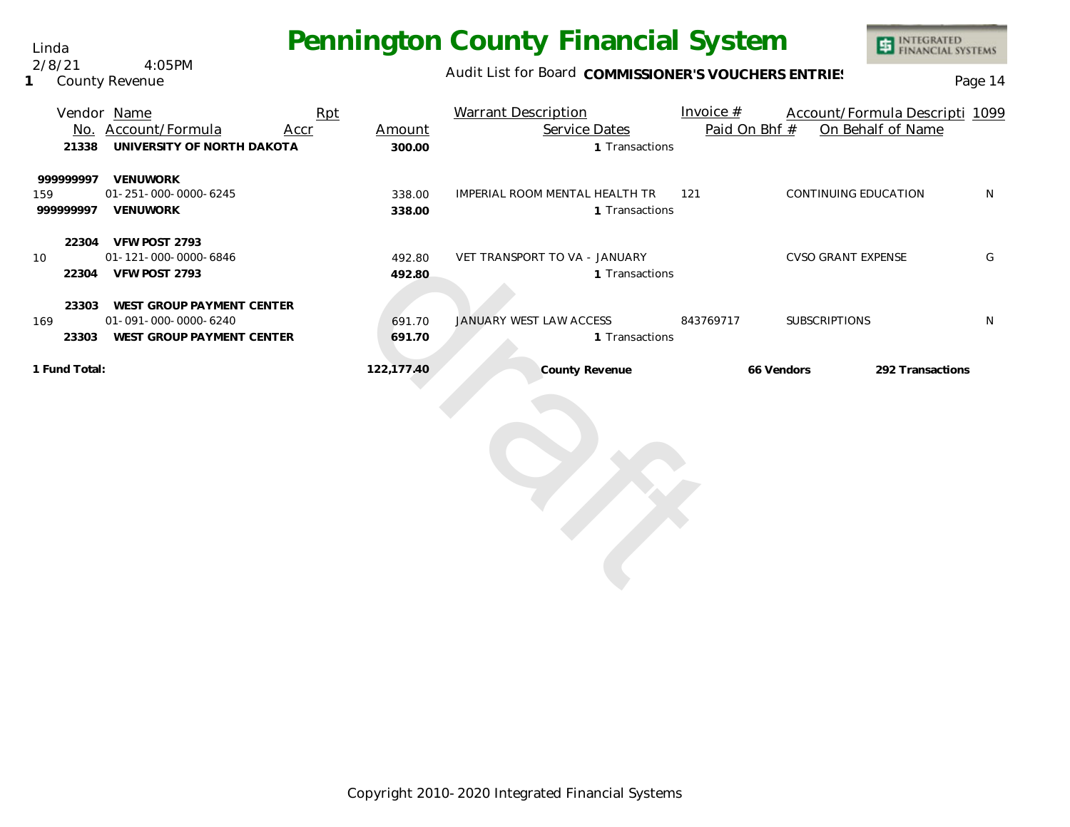Linda
2/8/21 4:05PM
**1** County Revenue

# Pennington County Financial System

Audit List for Board **COMMISSIONER'S VOUCHERS ENTRIES**

| Vendor No. | Name / Account/Formula | Rpt Accr | Amount | Warrant Description / Service Dates | Invoice # / Paid On Bhf # | Account/Formula Descripti / On Behalf of Name | 1099 |
|---|---|---|---|---|---|---|---|
| **21338** | **UNIVERSITY OF NORTH DAKOTA** | | **300.00** | 1 Transactions | | | |
| **999999997** | **VENUWORK** | | | | | | |
| 159 | 01-251-000-0000-6245 | | 338.00 | IMPERIAL ROOM MENTAL HEALTH TR | 121 | CONTINUING EDUCATION | N |
| **999999997** | **VENUWORK** | | **338.00** | 1 Transactions | | | |
| **22304** | **VFW POST 2793** | | | | | | |
| 10 | 01-121-000-0000-6846 | | 492.80 | VET TRANSPORT TO VA - JANUARY | | CVSO GRANT EXPENSE | G |
| **22304** | **VFW POST 2793** | | **492.80** | 1 Transactions | | | |
| **23303** | **WEST GROUP PAYMENT CENTER** | | | | | | |
| 169 | 01-091-000-0000-6240 | | 691.70 | JANUARY WEST LAW ACCESS | 843769717 | SUBSCRIPTIONS | N |
| **23303** | **WEST GROUP PAYMENT CENTER** | | **691.70** | 1 Transactions | | | |
| **1 Fund Total:** | | | **122,177.40** | **County Revenue** | **66 Vendors** | **292 Transactions** | |

Copyright 2010-2020 Integrated Financial Systems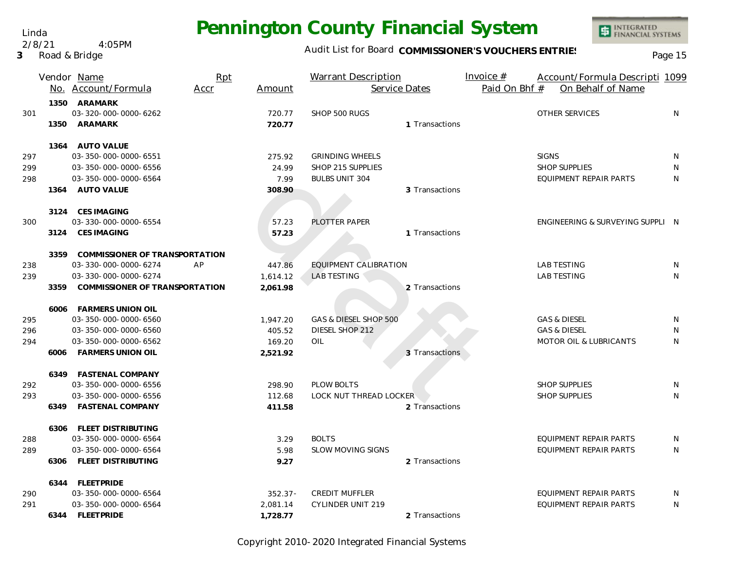# Pennington County Financial System

Linda
2/8/21 4:05PM
3 Road & Bridge

Audit List for Board **COMMISSIONER'S VOUCHERS ENTRIES**

| | Vendor No. | Name / Account/Formula | Rpt Accr | Amount | Warrant Description | Service Dates | Invoice # / Paid On Bhf # | Account/Formula Description / On Behalf of Name | 1099 |
|---|---|---|---|---|---|---|---|---|---|
| | 1350 | **ARAMARK** | | | | | | | |
| 301 | | 03-320-000-0000-6262 | | 720.77 | SHOP 500 RUGS | | | OTHER SERVICES | N |
| | 1350 | **ARAMARK** | | **720.77** | | 1 Transactions | | | |
| | 1364 | **AUTO VALUE** | | | | | | | |
| 297 | | 03-350-000-0000-6551 | | 275.92 | GRINDING WHEELS | | | SIGNS | N |
| 299 | | 03-350-000-0000-6556 | | 24.99 | SHOP 215 SUPPLIES | | | SHOP SUPPLIES | N |
| 298 | | 03-350-000-0000-6564 | | 7.99 | BULBS UNIT 304 | | | EQUIPMENT REPAIR PARTS | N |
| | 1364 | **AUTO VALUE** | | **308.90** | | 3 Transactions | | | |
| | 3124 | **CES IMAGING** | | | | | | | |
| 300 | | 03-330-000-0000-6554 | | 57.23 | PLOTTER PAPER | | | ENGINEERING & SURVEYING SUPPLI | N |
| | 3124 | **CES IMAGING** | | **57.23** | | 1 Transactions | | | |
| | 3359 | **COMMISSIONER OF TRANSPORTATION** | | | | | | | |
| 238 | | 03-330-000-0000-6274 | AP | 447.86 | EQUIPMENT CALIBRATION | | | LAB TESTING | N |
| 239 | | 03-330-000-0000-6274 | | 1,614.12 | LAB TESTING | | | LAB TESTING | N |
| | 3359 | **COMMISSIONER OF TRANSPORTATION** | | **2,061.98** | | 2 Transactions | | | |
| | 6006 | **FARMERS UNION OIL** | | | | | | | |
| 295 | | 03-350-000-0000-6560 | | 1,947.20 | GAS & DIESEL SHOP 500 | | | GAS & DIESEL | N |
| 296 | | 03-350-000-0000-6560 | | 405.52 | DIESEL SHOP 212 | | | GAS & DIESEL | N |
| 294 | | 03-350-000-0000-6562 | | 169.20 | OIL | | | MOTOR OIL & LUBRICANTS | N |
| | 6006 | **FARMERS UNION OIL** | | **2,521.92** | | 3 Transactions | | | |
| | 6349 | **FASTENAL COMPANY** | | | | | | | |
| 292 | | 03-350-000-0000-6556 | | 298.90 | PLOW BOLTS | | | SHOP SUPPLIES | N |
| 293 | | 03-350-000-0000-6556 | | 112.68 | LOCK NUT THREAD LOCKER | | | SHOP SUPPLIES | N |
| | 6349 | **FASTENAL COMPANY** | | **411.58** | | 2 Transactions | | | |
| | 6306 | **FLEET DISTRIBUTING** | | | | | | | |
| 288 | | 03-350-000-0000-6564 | | 3.29 | BOLTS | | | EQUIPMENT REPAIR PARTS | N |
| 289 | | 03-350-000-0000-6564 | | 5.98 | SLOW MOVING SIGNS | | | EQUIPMENT REPAIR PARTS | N |
| | 6306 | **FLEET DISTRIBUTING** | | **9.27** | | 2 Transactions | | | |
| | 6344 | **FLEETPRIDE** | | | | | | | |
| 290 | | 03-350-000-0000-6564 | | 352.37- | CREDIT MUFFLER | | | EQUIPMENT REPAIR PARTS | N |
| 291 | | 03-350-000-0000-6564 | | 2,081.14 | CYLINDER UNIT 219 | | | EQUIPMENT REPAIR PARTS | N |
| | 6344 | **FLEETPRIDE** | | **1,728.77** | | 2 Transactions | | | |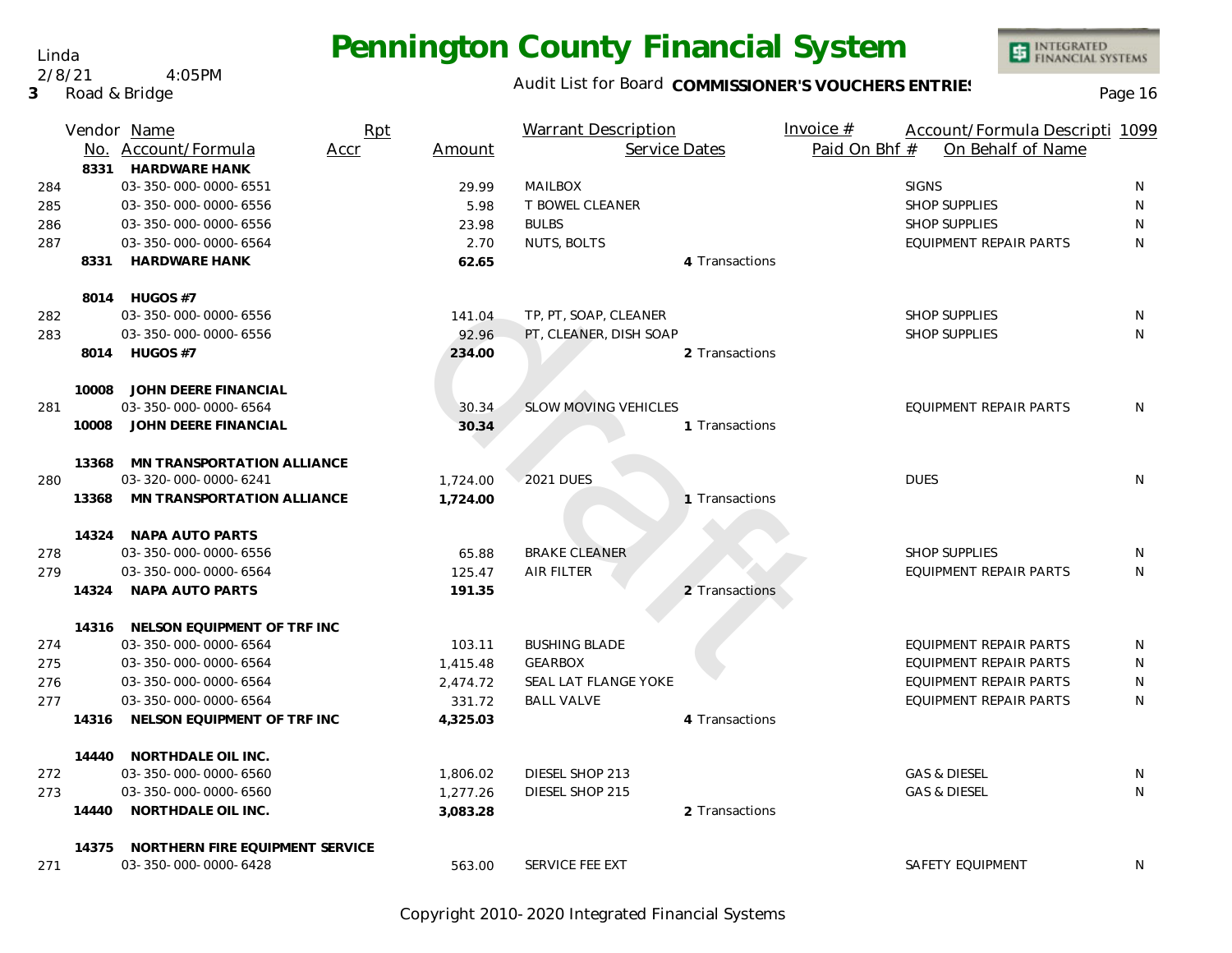Linda
2/8/21 4:05PM
3 Road & Bridge

# Pennington County Financial System

Audit List for Board **COMMISSIONER'S VOUCHERS ENTRIES**

| | Vendor No. | Name / Account/Formula | Rpt Accr | Amount | Warrant Description | Service Dates | Invoice # / Paid On Bhf # | Account/Formula Descripti / On Behalf of Name | 1099 |
|---|---|---|---|---|---|---|---|---|---|
| | 8331 | **HARDWARE HANK** | | | | | | | |
| 284 | | 03-350-000-0000-6551 | | 29.99 | MAILBOX | | | SIGNS | N |
| 285 | | 03-350-000-0000-6556 | | 5.98 | T BOWEL CLEANER | | | SHOP SUPPLIES | N |
| 286 | | 03-350-000-0000-6556 | | 23.98 | BULBS | | | SHOP SUPPLIES | N |
| 287 | | 03-350-000-0000-6564 | | 2.70 | NUTS, BOLTS | | | EQUIPMENT REPAIR PARTS | N |
| | 8331 | **HARDWARE HANK** | | **62.65** | | 4 Transactions | | | |
| | 8014 | **HUGOS #7** | | | | | | | |
| 282 | | 03-350-000-0000-6556 | | 141.04 | TP, PT, SOAP, CLEANER | | | SHOP SUPPLIES | N |
| 283 | | 03-350-000-0000-6556 | | 92.96 | PT, CLEANER, DISH SOAP | | | SHOP SUPPLIES | N |
| | 8014 | **HUGOS #7** | | **234.00** | | 2 Transactions | | | |
| | 10008 | **JOHN DEERE FINANCIAL** | | | | | | | |
| 281 | | 03-350-000-0000-6564 | | 30.34 | SLOW MOVING VEHICLES | | | EQUIPMENT REPAIR PARTS | N |
| | 10008 | **JOHN DEERE FINANCIAL** | | **30.34** | | 1 Transactions | | | |
| | 13368 | **MN TRANSPORTATION ALLIANCE** | | | | | | | |
| 280 | | 03-320-000-0000-6241 | | 1,724.00 | 2021 DUES | | | DUES | N |
| | 13368 | **MN TRANSPORTATION ALLIANCE** | | **1,724.00** | | 1 Transactions | | | |
| | 14324 | **NAPA AUTO PARTS** | | | | | | | |
| 278 | | 03-350-000-0000-6556 | | 65.88 | BRAKE CLEANER | | | SHOP SUPPLIES | N |
| 279 | | 03-350-000-0000-6564 | | 125.47 | AIR FILTER | | | EQUIPMENT REPAIR PARTS | N |
| | 14324 | **NAPA AUTO PARTS** | | **191.35** | | 2 Transactions | | | |
| | 14316 | **NELSON EQUIPMENT OF TRF INC** | | | | | | | |
| 274 | | 03-350-000-0000-6564 | | 103.11 | BUSHING BLADE | | | EQUIPMENT REPAIR PARTS | N |
| 275 | | 03-350-000-0000-6564 | | 1,415.48 | GEARBOX | | | EQUIPMENT REPAIR PARTS | N |
| 276 | | 03-350-000-0000-6564 | | 2,474.72 | SEAL LAT FLANGE YOKE | | | EQUIPMENT REPAIR PARTS | N |
| 277 | | 03-350-000-0000-6564 | | 331.72 | BALL VALVE | | | EQUIPMENT REPAIR PARTS | N |
| | 14316 | **NELSON EQUIPMENT OF TRF INC** | | **4,325.03** | | 4 Transactions | | | |
| | 14440 | **NORTHDALE OIL INC.** | | | | | | | |
| 272 | | 03-350-000-0000-6560 | | 1,806.02 | DIESEL SHOP 213 | | | GAS & DIESEL | N |
| 273 | | 03-350-000-0000-6560 | | 1,277.26 | DIESEL SHOP 215 | | | GAS & DIESEL | N |
| | 14440 | **NORTHDALE OIL INC.** | | **3,083.28** | | 2 Transactions | | | |
| | 14375 | **NORTHERN FIRE EQUIPMENT SERVICE** | | | | | | | |
| 271 | | 03-350-000-0000-6428 | | 563.00 | SERVICE FEE EXT | | | SAFETY EQUIPMENT | N |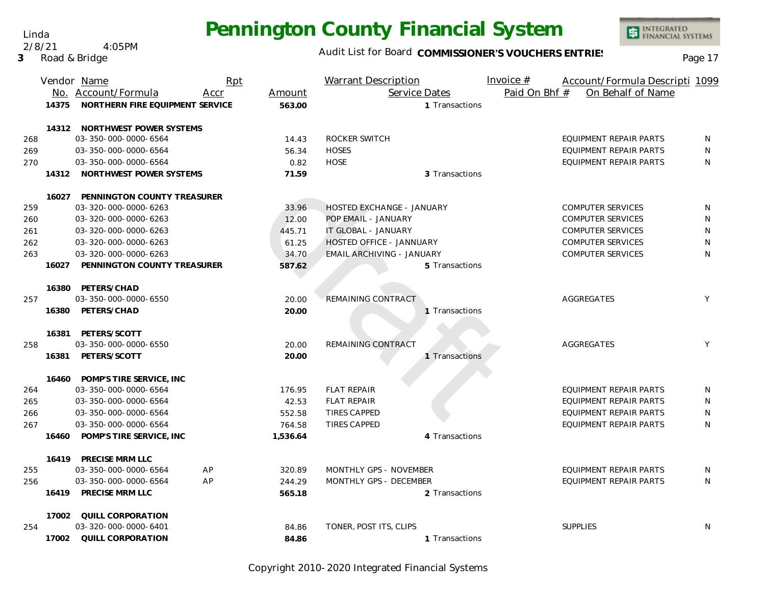# Pennington County Financial System

Linda
2/8/21 4:05PM
3 Road & Bridge

Audit List for Board **COMMISSIONER'S VOUCHERS ENTRIES**

| | Vendor No. | Name / Account/Formula | Rpt Accr | Amount | Warrant Description / Service Dates | Invoice # / Paid On Bhf # | Account/Formula Descripti / On Behalf of Name | 1099 |
|---|---|---|---|---|---|---|---|---|
| | **14375** | **NORTHERN FIRE EQUIPMENT SERVICE** | | **563.00** | 1 Transactions | | | |
| | **14312** | **NORTHWEST POWER SYSTEMS** | | | | | | |
| 268 | | 03-350-000-0000-6564 | | 14.43 | ROCKER SWITCH | | EQUIPMENT REPAIR PARTS | N |
| 269 | | 03-350-000-0000-6564 | | 56.34 | HOSES | | EQUIPMENT REPAIR PARTS | N |
| 270 | | 03-350-000-0000-6564 | | 0.82 | HOSE | | EQUIPMENT REPAIR PARTS | N |
| | **14312** | **NORTHWEST POWER SYSTEMS** | | **71.59** | 3 Transactions | | | |
| | **16027** | **PENNINGTON COUNTY TREASURER** | | | | | | |
| 259 | | 03-320-000-0000-6263 | | 33.96 | HOSTED EXCHANGE - JANUARY | | COMPUTER SERVICES | N |
| 260 | | 03-320-000-0000-6263 | | 12.00 | POP EMAIL - JANUARY | | COMPUTER SERVICES | N |
| 261 | | 03-320-000-0000-6263 | | 445.71 | IT GLOBAL - JANUARY | | COMPUTER SERVICES | N |
| 262 | | 03-320-000-0000-6263 | | 61.25 | HOSTED OFFICE - JANNUARY | | COMPUTER SERVICES | N |
| 263 | | 03-320-000-0000-6263 | | 34.70 | EMAIL ARCHIVING - JANUARY | | COMPUTER SERVICES | N |
| | **16027** | **PENNINGTON COUNTY TREASURER** | | **587.62** | 5 Transactions | | | |
| | **16380** | **PETERS/CHAD** | | | | | | |
| 257 | | 03-350-000-0000-6550 | | 20.00 | REMAINING CONTRACT | | AGGREGATES | Y |
| | **16380** | **PETERS/CHAD** | | **20.00** | 1 Transactions | | | |
| | **16381** | **PETERS/SCOTT** | | | | | | |
| 258 | | 03-350-000-0000-6550 | | 20.00 | REMAINING CONTRACT | | AGGREGATES | Y |
| | **16381** | **PETERS/SCOTT** | | **20.00** | 1 Transactions | | | |
| | **16460** | **POMP'S TIRE SERVICE, INC** | | | | | | |
| 264 | | 03-350-000-0000-6564 | | 176.95 | FLAT REPAIR | | EQUIPMENT REPAIR PARTS | N |
| 265 | | 03-350-000-0000-6564 | | 42.53 | FLAT REPAIR | | EQUIPMENT REPAIR PARTS | N |
| 266 | | 03-350-000-0000-6564 | | 552.58 | TIRES CAPPED | | EQUIPMENT REPAIR PARTS | N |
| 267 | | 03-350-000-0000-6564 | | 764.58 | TIRES CAPPED | | EQUIPMENT REPAIR PARTS | N |
| | **16460** | **POMP'S TIRE SERVICE, INC** | | **1,536.64** | 4 Transactions | | | |
| | **16419** | **PRECISE MRM LLC** | | | | | | |
| 255 | | 03-350-000-0000-6564 | AP | 320.89 | MONTHLY GPS - NOVEMBER | | EQUIPMENT REPAIR PARTS | N |
| 256 | | 03-350-000-0000-6564 | AP | 244.29 | MONTHLY GPS - DECEMBER | | EQUIPMENT REPAIR PARTS | N |
| | **16419** | **PRECISE MRM LLC** | | **565.18** | 2 Transactions | | | |
| | **17002** | **QUILL CORPORATION** | | | | | | |
| 254 | | 03-320-000-0000-6401 | | 84.86 | TONER, POST ITS, CLIPS | | SUPPLIES | N |
| | **17002** | **QUILL CORPORATION** | | **84.86** | 1 Transactions | | | |

Copyright 2010-2020 Integrated Financial Systems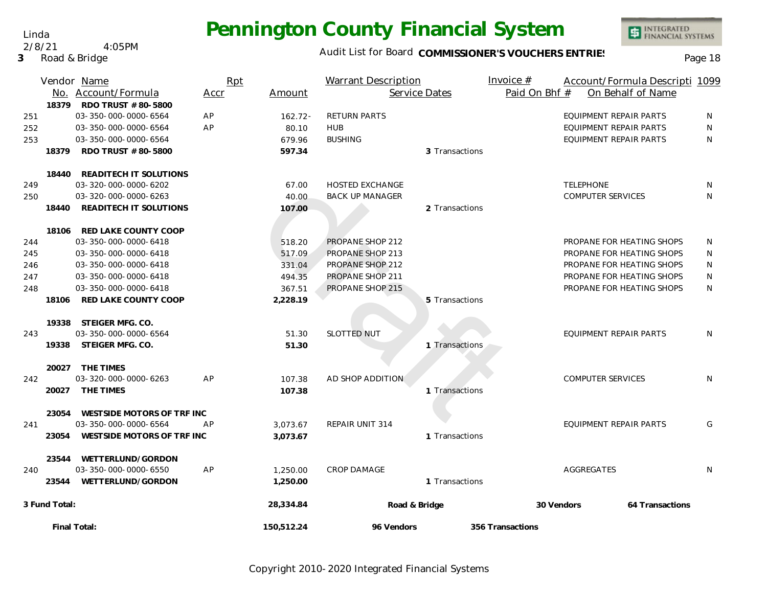# Pennington County Financial System

Linda
2/8/21 4:05PM
3 Road & Bridge

Audit List for Board **COMMISSIONER'S VOUCHERS ENTRIES**

| Vendor No. | Name / Account/Formula | Rpt Accr | Amount | Warrant Description / Service Dates | Invoice # / Paid On Bhf # | Account/Formula Descripti / On Behalf of Name | 1099 |
|---|---|---|---|---|---|---|---|
| 18379 | **RDO TRUST # 80-5800** | | | | | | |
| 251 | 03-350-000-0000-6564 | AP | 162.72- | RETURN PARTS | | EQUIPMENT REPAIR PARTS | N |
| 252 | 03-350-000-0000-6564 | AP | 80.10 | HUB | | EQUIPMENT REPAIR PARTS | N |
| 253 | 03-350-000-0000-6564 | | 679.96 | BUSHING | | EQUIPMENT REPAIR PARTS | N |
| 18379 | **RDO TRUST # 80-5800** | | **597.34** | 3 Transactions | | | |
| 18440 | **READITECH IT SOLUTIONS** | | | | | | |
| 249 | 03-320-000-0000-6202 | | 67.00 | HOSTED EXCHANGE | | TELEPHONE | N |
| 250 | 03-320-000-0000-6263 | | 40.00 | BACK UP MANAGER | | COMPUTER SERVICES | N |
| 18440 | **READITECH IT SOLUTIONS** | | **107.00** | 2 Transactions | | | |
| 18106 | **RED LAKE COUNTY COOP** | | | | | | |
| 244 | 03-350-000-0000-6418 | | 518.20 | PROPANE SHOP 212 | | PROPANE FOR HEATING SHOPS | N |
| 245 | 03-350-000-0000-6418 | | 517.09 | PROPANE SHOP 213 | | PROPANE FOR HEATING SHOPS | N |
| 246 | 03-350-000-0000-6418 | | 331.04 | PROPANE SHOP 212 | | PROPANE FOR HEATING SHOPS | N |
| 247 | 03-350-000-0000-6418 | | 494.35 | PROPANE SHOP 211 | | PROPANE FOR HEATING SHOPS | N |
| 248 | 03-350-000-0000-6418 | | 367.51 | PROPANE SHOP 215 | | PROPANE FOR HEATING SHOPS | N |
| 18106 | **RED LAKE COUNTY COOP** | | **2,228.19** | 5 Transactions | | | |
| 19338 | **STEIGER MFG. CO.** | | | | | | |
| 243 | 03-350-000-0000-6564 | | 51.30 | SLOTTED NUT | | EQUIPMENT REPAIR PARTS | N |
| 19338 | **STEIGER MFG. CO.** | | **51.30** | 1 Transactions | | | |
| 20027 | **THE TIMES** | | | | | | |
| 242 | 03-320-000-0000-6263 | AP | 107.38 | AD SHOP ADDITION | | COMPUTER SERVICES | N |
| 20027 | **THE TIMES** | | **107.38** | 1 Transactions | | | |
| 23054 | **WESTSIDE MOTORS OF TRF INC** | | | | | | |
| 241 | 03-350-000-0000-6564 | AP | 3,073.67 | REPAIR UNIT 314 | | EQUIPMENT REPAIR PARTS | G |
| 23054 | **WESTSIDE MOTORS OF TRF INC** | | **3,073.67** | 1 Transactions | | | |
| 23544 | **WETTERLUND/GORDON** | | | | | | |
| 240 | 03-350-000-0000-6550 | AP | 1,250.00 | CROP DAMAGE | | AGGREGATES | N |
| 23544 | **WETTERLUND/GORDON** | | **1,250.00** | 1 Transactions | | | |
| **3 Fund Total:** | | | **28,334.84** | **Road & Bridge** | **30 Vendors** | **64 Transactions** | |
| **Final Total:** | | | **150,512.24** | **96 Vendors** | **356 Transactions** | | |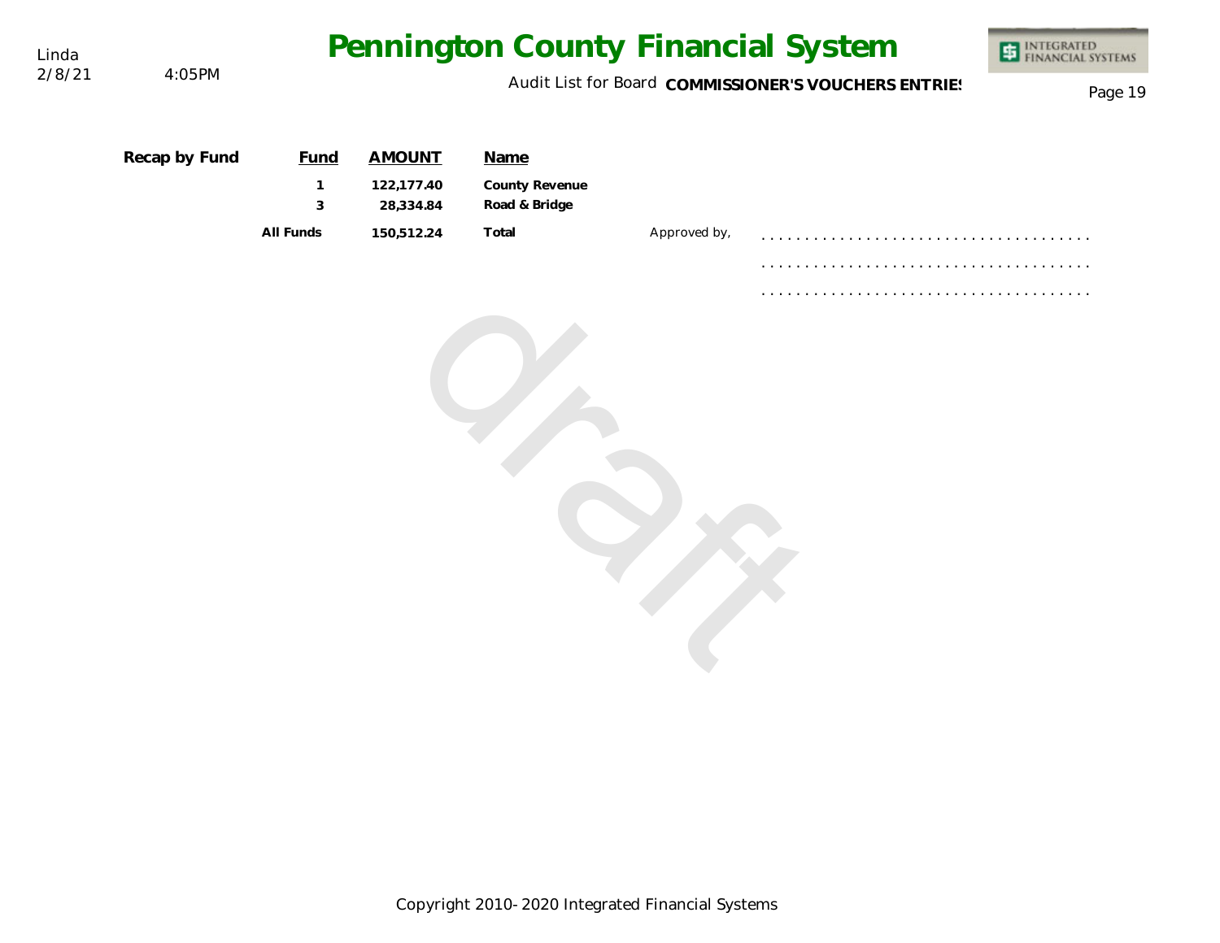**Recap by Fund**

| Fund | AMOUNT | Name |
|---|---|---|
| 1 | 122,177.40 | County Revenue |
| 3 | 28,334.84 | Road & Bridge |
| All Funds | 150,512.24 | Total |

Approved by,

. . . . . . . . . . . . . . . . . . . . . . . . . . . . . . . . . . . . .

. . . . . . . . . . . . . . . . . . . . . . . . . . . . . . . . . . . . .

. . . . . . . . . . . . . . . . . . . . . . . . . . . . . . . . . . . . .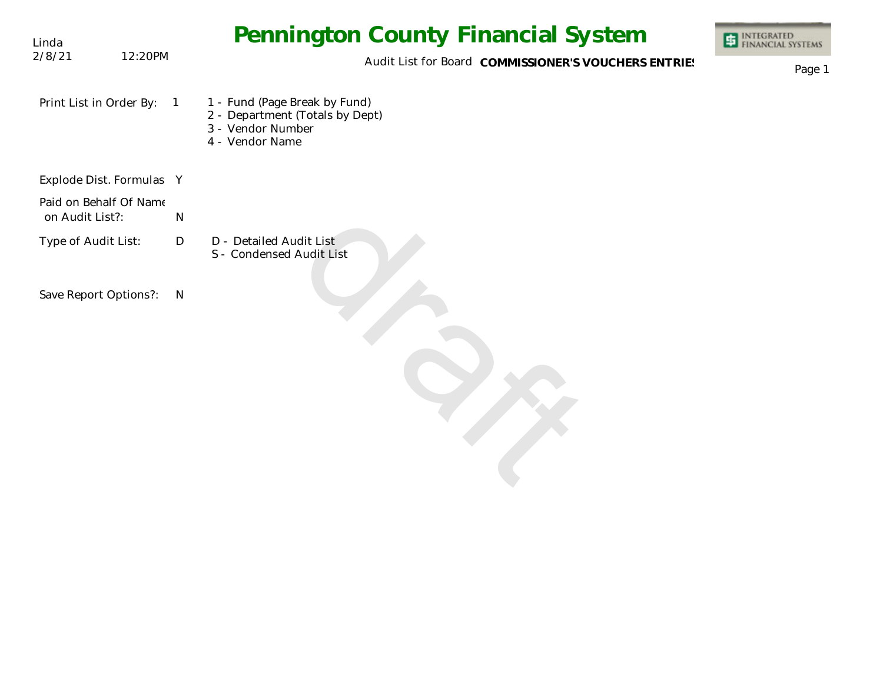Linda
2/8/21 12:20PM

# Pennington County Financial System

Audit List for Board **COMMISSIONER'S VOUCHERS ENTRIES**

| | | |
|---|---|---|
| Print List in Order By: | 1 | 1 - Fund (Page Break by Fund)<br>2 - Department (Totals by Dept)<br>3 - Vendor Number<br>4 - Vendor Name |
| Explode Dist. Formulas | Y | |
| Paid on Behalf Of Name on Audit List?: | N | |
| Type of Audit List: | D | D - Detailed Audit List<br>S - Condensed Audit List |
| Save Report Options?: | N | |

draft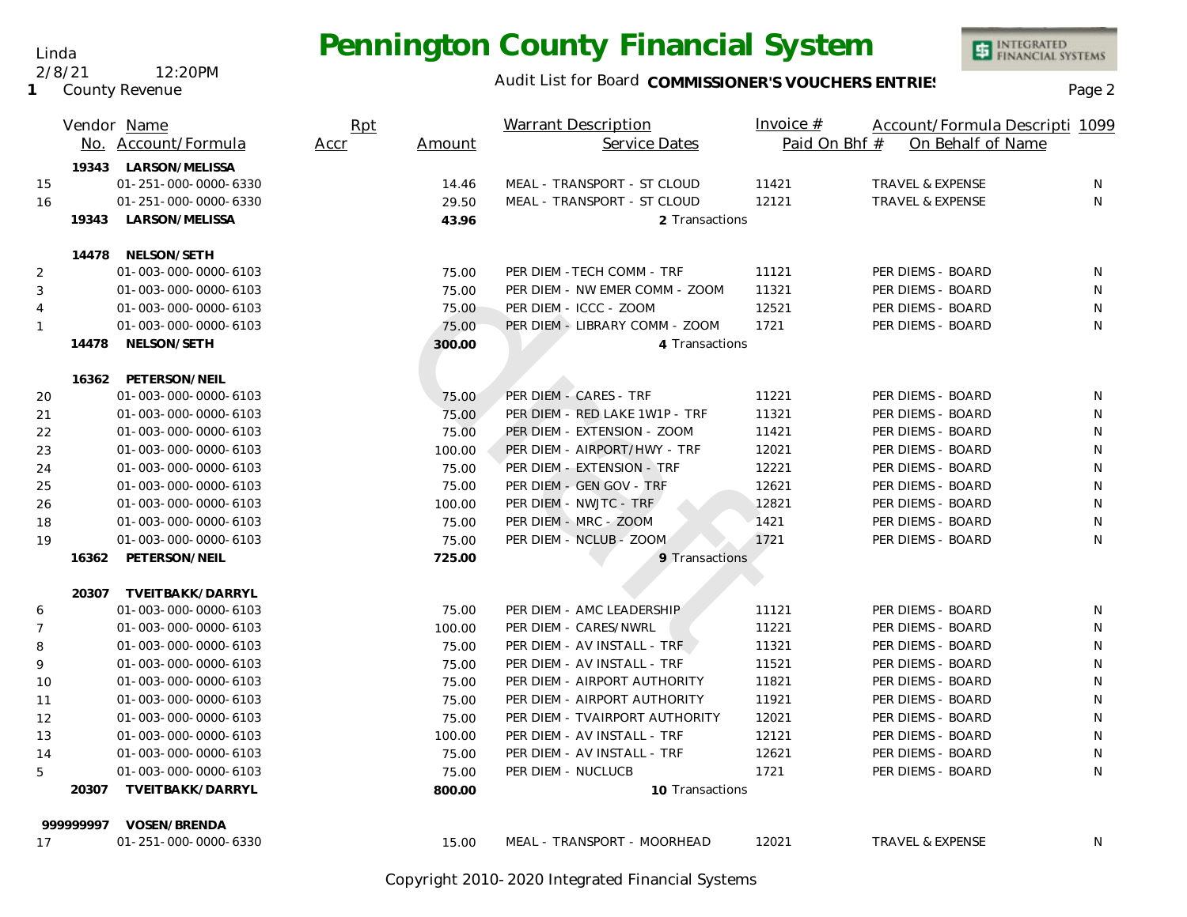Linda
2/8/21 12:20PM
1 County Revenue

# Pennington County Financial System

Audit List for Board **COMMISSIONER'S VOUCHERS ENTRIES**

| | Vendor No. | Name / Account/Formula | Rpt Accr | Amount | Warrant Description / Service Dates | Invoice # / Paid On Bhf # | Account/Formula Description / On Behalf of Name | 1099 |
|---|---|---|---|---|---|---|---|---|
| | **19343** | **LARSON/MELISSA** | | | | | | |
| 15 | | 01-251-000-0000-6330 | | 14.46 | MEAL - TRANSPORT - ST CLOUD | 11421 | TRAVEL & EXPENSE | N |
| 16 | | 01-251-000-0000-6330 | | 29.50 | MEAL - TRANSPORT - ST CLOUD | 12121 | TRAVEL & EXPENSE | N |
| | **19343** | **LARSON/MELISSA** | | **43.96** | **2** Transactions | | | |
| | **14478** | **NELSON/SETH** | | | | | | |
| 2 | | 01-003-000-0000-6103 | | 75.00 | PER DIEM - TECH COMM - TRF | 11121 | PER DIEMS - BOARD | N |
| 3 | | 01-003-000-0000-6103 | | 75.00 | PER DIEM - NW EMER COMM - ZOOM | 11321 | PER DIEMS - BOARD | N |
| 4 | | 01-003-000-0000-6103 | | 75.00 | PER DIEM - ICCC - ZOOM | 12521 | PER DIEMS - BOARD | N |
| 1 | | 01-003-000-0000-6103 | | 75.00 | PER DIEM - LIBRARY COMM - ZOOM | 1721 | PER DIEMS - BOARD | N |
| | **14478** | **NELSON/SETH** | | **300.00** | **4** Transactions | | | |
| | **16362** | **PETERSON/NEIL** | | | | | | |
| 20 | | 01-003-000-0000-6103 | | 75.00 | PER DIEM - CARES - TRF | 11221 | PER DIEMS - BOARD | N |
| 21 | | 01-003-000-0000-6103 | | 75.00 | PER DIEM - RED LAKE 1W1P - TRF | 11321 | PER DIEMS - BOARD | N |
| 22 | | 01-003-000-0000-6103 | | 75.00 | PER DIEM - EXTENSION - ZOOM | 11421 | PER DIEMS - BOARD | N |
| 23 | | 01-003-000-0000-6103 | | 100.00 | PER DIEM - AIRPORT/HWY - TRF | 12021 | PER DIEMS - BOARD | N |
| 24 | | 01-003-000-0000-6103 | | 75.00 | PER DIEM - EXTENSION - TRF | 12221 | PER DIEMS - BOARD | N |
| 25 | | 01-003-000-0000-6103 | | 75.00 | PER DIEM - GEN GOV - TRF | 12621 | PER DIEMS - BOARD | N |
| 26 | | 01-003-000-0000-6103 | | 100.00 | PER DIEM - NWJTC - TRF | 12821 | PER DIEMS - BOARD | N |
| 18 | | 01-003-000-0000-6103 | | 75.00 | PER DIEM - MRC - ZOOM | 1421 | PER DIEMS - BOARD | N |
| 19 | | 01-003-000-0000-6103 | | 75.00 | PER DIEM - NCLUB - ZOOM | 1721 | PER DIEMS - BOARD | N |
| | **16362** | **PETERSON/NEIL** | | **725.00** | **9** Transactions | | | |
| | **20307** | **TVEITBAKK/DARRYL** | | | | | | |
| 6 | | 01-003-000-0000-6103 | | 75.00 | PER DIEM - AMC LEADERSHIP | 11121 | PER DIEMS - BOARD | N |
| 7 | | 01-003-000-0000-6103 | | 100.00 | PER DIEM - CARES/NWRL | 11221 | PER DIEMS - BOARD | N |
| 8 | | 01-003-000-0000-6103 | | 75.00 | PER DIEM - AV INSTALL - TRF | 11321 | PER DIEMS - BOARD | N |
| 9 | | 01-003-000-0000-6103 | | 75.00 | PER DIEM - AV INSTALL - TRF | 11521 | PER DIEMS - BOARD | N |
| 10 | | 01-003-000-0000-6103 | | 75.00 | PER DIEM - AIRPORT AUTHORITY | 11821 | PER DIEMS - BOARD | N |
| 11 | | 01-003-000-0000-6103 | | 75.00 | PER DIEM - AIRPORT AUTHORITY | 11921 | PER DIEMS - BOARD | N |
| 12 | | 01-003-000-0000-6103 | | 75.00 | PER DIEM - TVAIRPORT AUTHORITY | 12021 | PER DIEMS - BOARD | N |
| 13 | | 01-003-000-0000-6103 | | 100.00 | PER DIEM - AV INSTALL - TRF | 12121 | PER DIEMS - BOARD | N |
| 14 | | 01-003-000-0000-6103 | | 75.00 | PER DIEM - AV INSTALL - TRF | 12621 | PER DIEMS - BOARD | N |
| 5 | | 01-003-000-0000-6103 | | 75.00 | PER DIEM - NUCLUCB | 1721 | PER DIEMS - BOARD | N |
| | **20307** | **TVEITBAKK/DARRYL** | | **800.00** | **10** Transactions | | | |
| | **999999997** | **VOSEN/BRENDA** | | | | | | |
| 17 | | 01-251-000-0000-6330 | | 15.00 | MEAL - TRANSPORT - MOORHEAD | 12021 | TRAVEL & EXPENSE | N |

Copyright 2010-2020 Integrated Financial Systems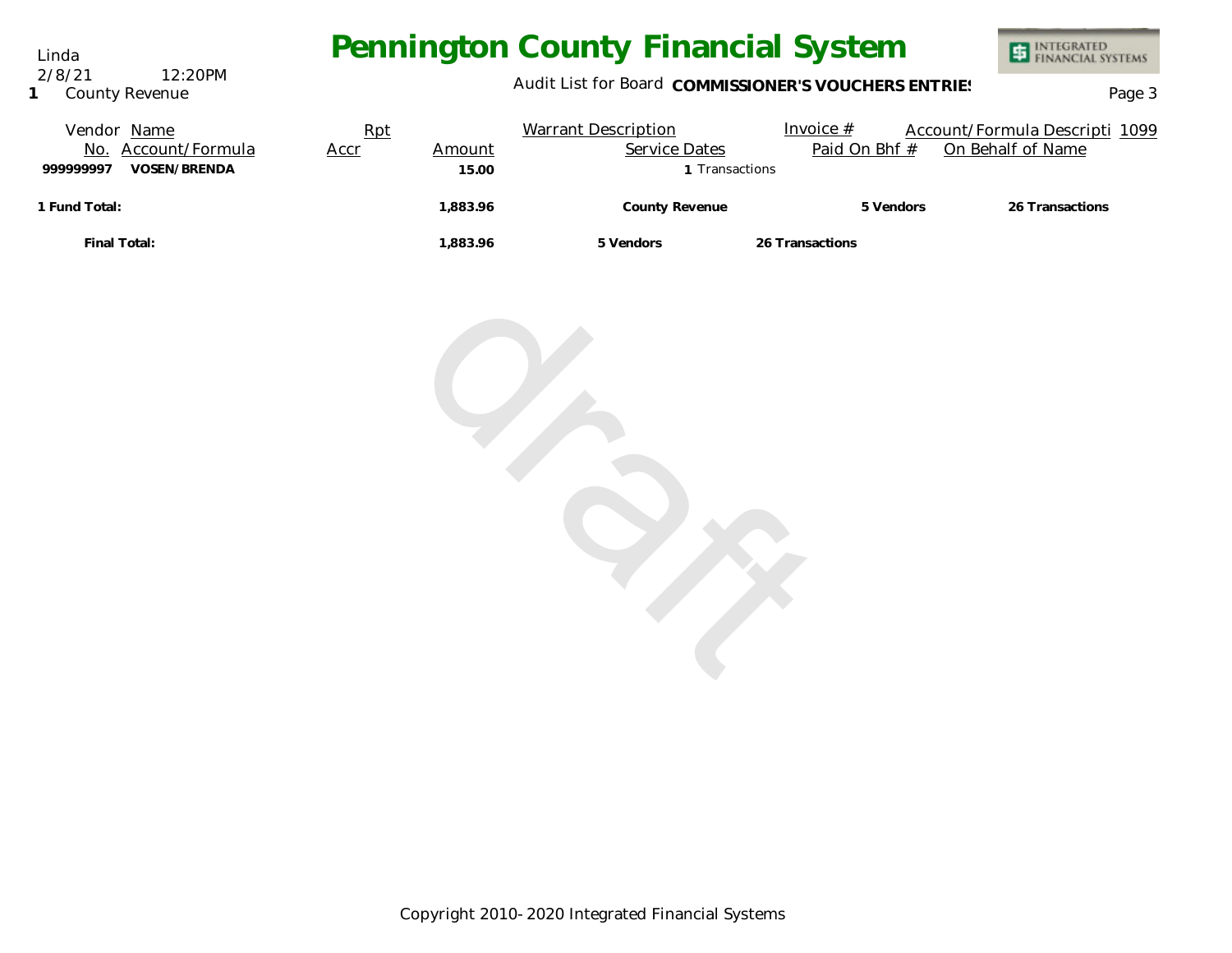Linda
2/8/21 12:20PM
1 County Revenue

# Pennington County Financial System

Audit List for Board **COMMISSIONER'S VOUCHERS ENTRIES**

| Vendor No. | Name Account/Formula | Rpt Accr | Amount | Warrant Description Service Dates | Invoice # Paid On Bhf # | Account/Formula Descripti On Behalf of Name | 1099 |
|---|---|---|---|---|---|---|---|
| **999999997** | **VOSEN/BRENDA** | | **15.00** | **1** Transactions | | | |
| **1 Fund Total:** | | | **1,883.96** | **County Revenue** | **5 Vendors** | **26 Transactions** | |
| **Final Total:** | | | **1,883.96** | **5 Vendors** | **26 Transactions** | | |

draft

Copyright 2010-2020 Integrated Financial Systems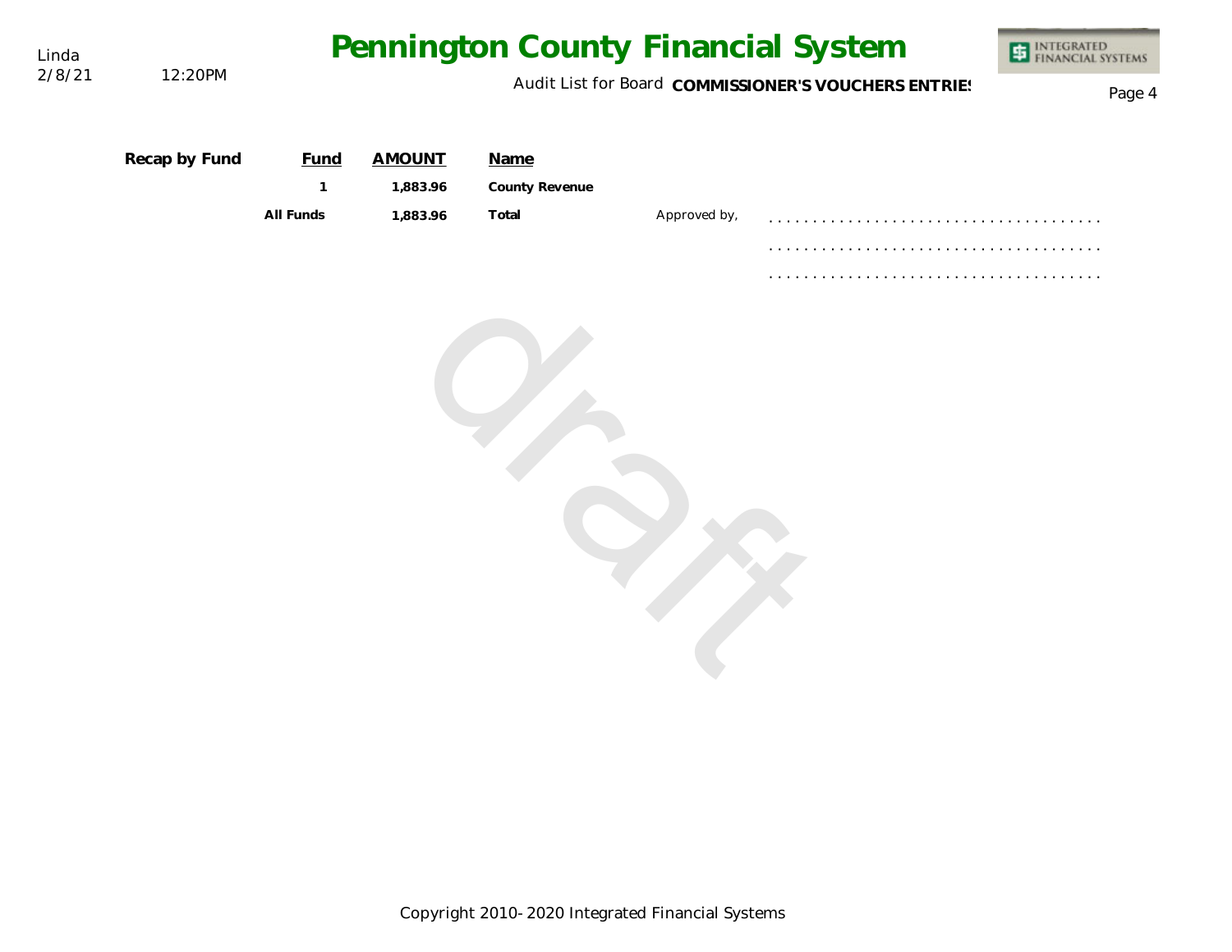**Recap by Fund**

| Fund | AMOUNT | Name |
|---|---|---|
| 1 | 1,883.96 | County Revenue |
| All Funds | 1,883.96 | Total |

Approved by, . . . . . . . . . . . . . . . . . . . . . . . . . . . . . . . . . . . .

. . . . . . . . . . . . . . . . . . . . . . . . . . . . . . . . . . . .

. . . . . . . . . . . . . . . . . . . . . . . . . . . . . . . . . . . .

draft